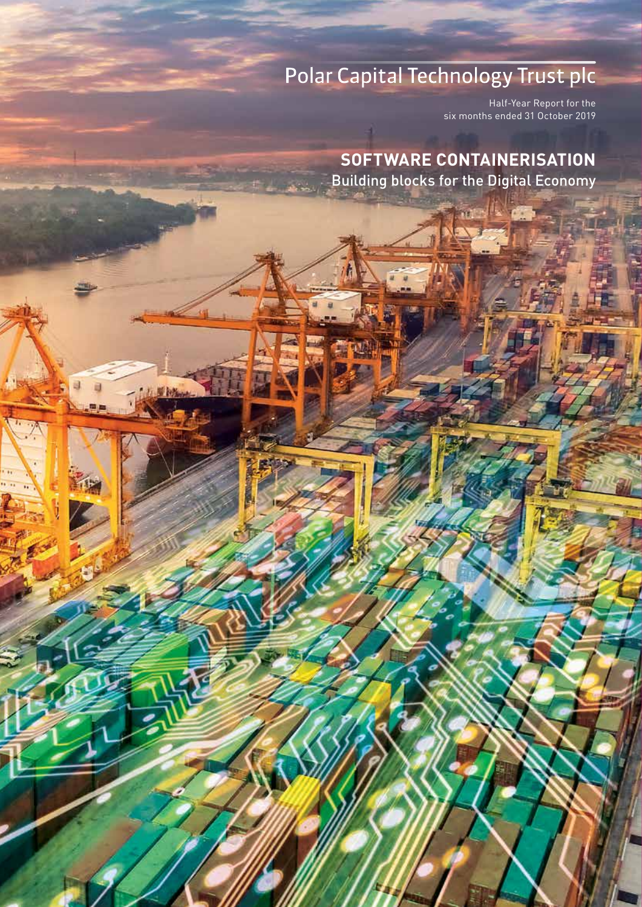# Polar Capital Technology Trust plc

Half-Year Report for the six months ended 31 October 2019

## SOFTWARE CONTAINERISATION

Building blocks for the Digital Economy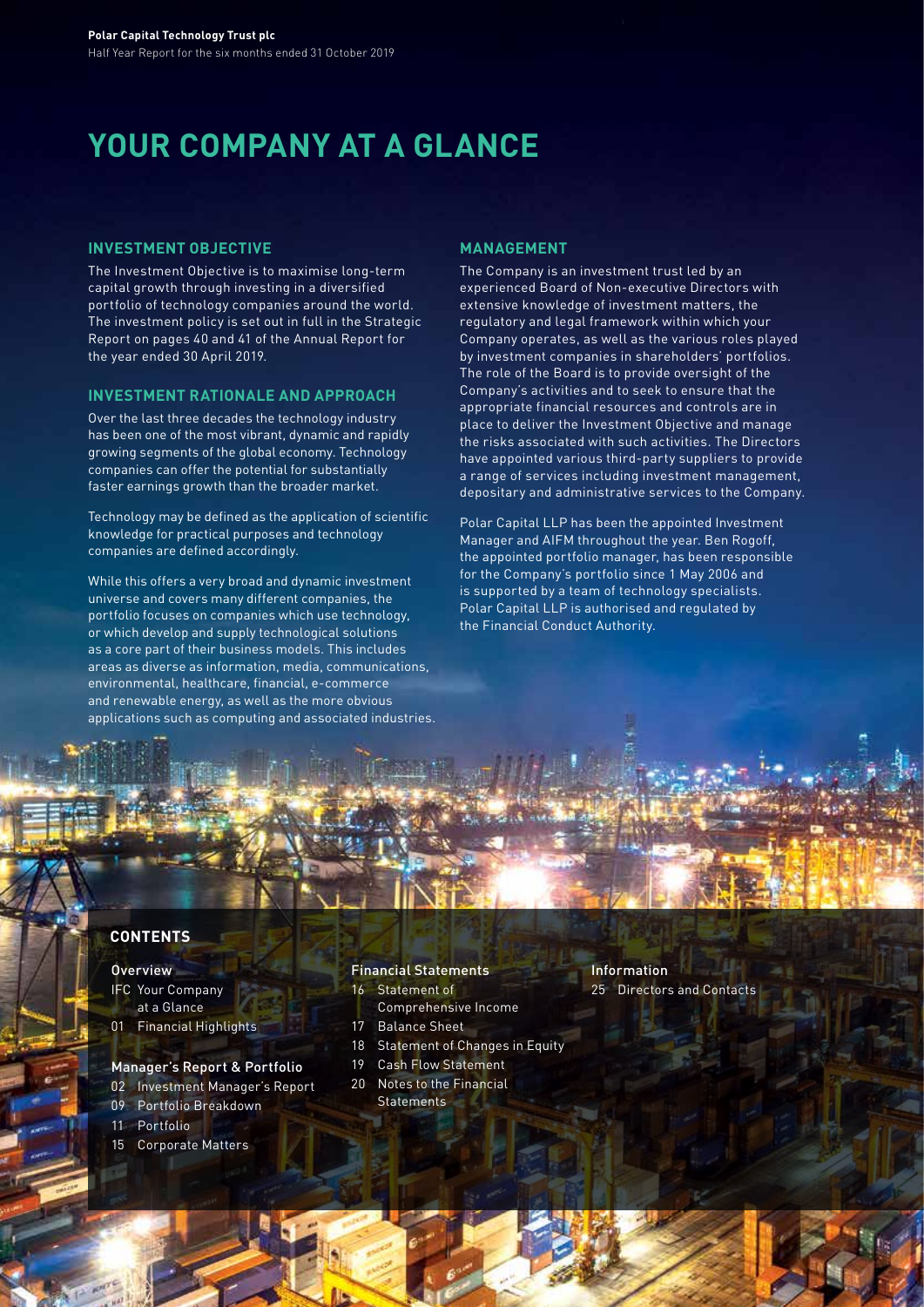# YOUR COMPANY AT A GLANCE

## INVESTMENT OBJECTIVE

The Investment Objective is to maximise long-term capital growth through investing in a diversified portfolio of technology companies around the world. The investment policy is set out in full in the Strategic Report on pages 40 and 41 of the Annual Report for the year ended 30 April 2019.

## INVESTMENT RATIONALE AND APPROACH

Over the last three decades the technology industry has been one of the most vibrant, dynamic and rapidly growing segments of the global economy. Technology companies can offer the potential for substantially faster earnings growth than the broader market.

Technology may be defined as the application of scientific knowledge for practical purposes and technology companies are defined accordingly.

While this offers a very broad and dynamic investment universe and covers many different companies, the portfolio focuses on companies which use technology, or which develop and supply technological solutions as a core part of their business models. This includes areas as diverse as information, media, communications, environmental, healthcare, financial, e-commerce and renewable energy, as well as the more obvious applications such as computing and associated industries.

## MANAGEMENT

The Company is an investment trust led by an experienced Board of Non-executive Directors with extensive knowledge of investment matters, the regulatory and legal framework within which your Company operates, as well as the various roles played by investment companies in shareholders' portfolios. The role of the Board is to provide oversight of the Company's activities and to seek to ensure that the appropriate financial resources and controls are in place to deliver the Investment Objective and manage the risks associated with such activities. The Directors have appointed various third-party suppliers to provide a range of services including investment management, depositary and administrative services to the Company.

Polar Capital LLP has been the appointed Investment Manager and AIFM throughout the year. Ben Rogoff, the appointed portfolio manager, has been responsible for the Company's portfolio since 1 May 2006 and is supported by a team of technology specialists. Polar Capital LLP is authorised and regulated by the Financial Conduct Authority.

## CONTENTS

**Overview**

- IFC Your Company at a Glance
- 01 Financial Highlights

**Manager's Report & Portfolio**

- 02 Investment Manager's Report
- 09 Portfolio Breakdown
- 11 Portfolio
- 15 Corporate Matters

**Financial Statements**

- 16 Statement of Comprehensive Income
- 17 Balance Sheet
- 18 Statement of Changes in Equity
- 19 Cash Flow Statement
- 20 Notes to the Financial Statements

**Information**

- 25 Directors and Contacts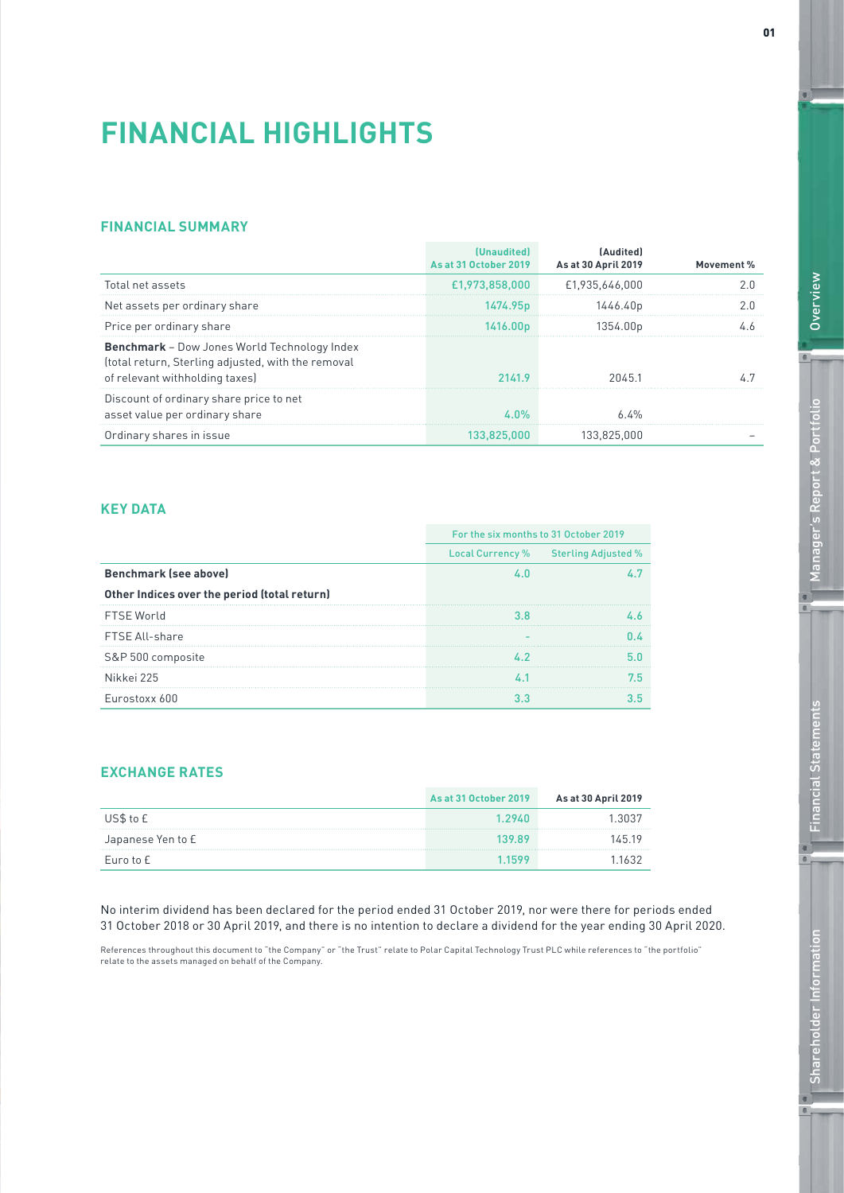# FINANCIAL HIGHLIGHTS

## FINANCIAL SUMMARY

| | (Unaudited) As at 31 October 2019 | (Audited) As at 30 April 2019 | Movement % |
|---|---|---|---|
| Total net assets | £1,973,858,000 | £1,935,646,000 | 2.0 |
| Net assets per ordinary share | 1474.95p | 1446.40p | 2.0 |
| Price per ordinary share | 1416.00p | 1354.00p | 4.6 |
| **Benchmark** – Dow Jones World Technology Index (total return, Sterling adjusted, with the removal of relevant withholding taxes) | 2141.9 | 2045.1 | 4.7 |
| Discount of ordinary share price to net asset value per ordinary share | 4.0% | 6.4% | |
| Ordinary shares in issue | 133,825,000 | 133,825,000 | – |

## KEY DATA

| | For the six months to 31 October 2019 | |
|---|---|---|
| | Local Currency % | Sterling Adjusted % |
| **Benchmark (see above)** | 4.0 | 4.7 |
| **Other Indices over the period (total return)** | | |
| FTSE World | 3.8 | 4.6 |
| FTSE All-share | – | 0.4 |
| S&P 500 composite | 4.2 | 5.0 |
| Nikkei 225 | 4.1 | 7.5 |
| Eurostoxx 600 | 3.3 | 3.5 |

## EXCHANGE RATES

| | As at 31 October 2019 | As at 30 April 2019 |
|---|---|---|
| US$ to £ | 1.2940 | 1.3037 |
| Japanese Yen to £ | 139.89 | 145.19 |
| Euro to £ | 1.1599 | 1.1632 |

No interim dividend has been declared for the period ended 31 October 2019, nor were there for periods ended 31 October 2018 or 30 April 2019, and there is no intention to declare a dividend for the year ending 30 April 2020.

References throughout this document to "the Company" or "the Trust" relate to Polar Capital Technology Trust PLC while references to "the portfolio" relate to the assets managed on behalf of the Company.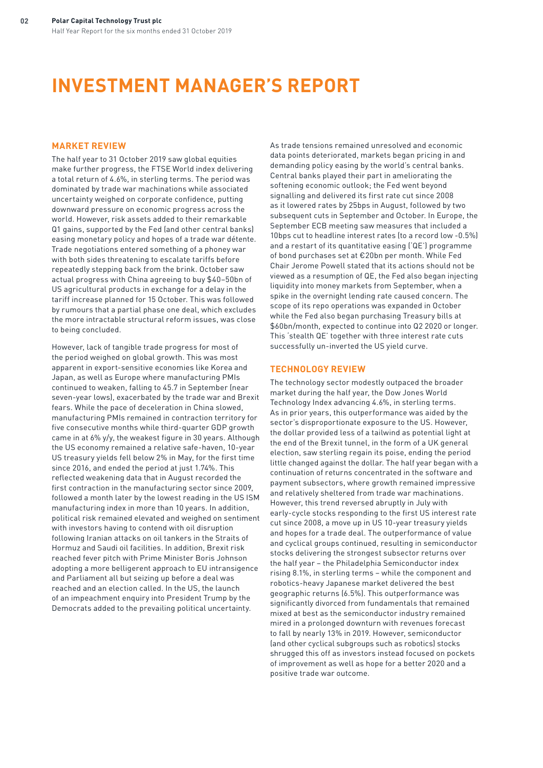# INVESTMENT MANAGER'S REPORT

## MARKET REVIEW

The half year to 31 October 2019 saw global equities make further progress, the FTSE World index delivering a total return of 4.6%, in sterling terms. The period was dominated by trade war machinations while associated uncertainty weighed on corporate confidence, putting downward pressure on economic progress across the world. However, risk assets added to their remarkable Q1 gains, supported by the Fed (and other central banks) easing monetary policy and hopes of a trade war détente. Trade negotiations entered something of a phoney war with both sides threatening to escalate tariffs before repeatedly stepping back from the brink. October saw actual progress with China agreeing to buy $40–50bn of US agricultural products in exchange for a delay in the tariff increase planned for 15 October. This was followed by rumours that a partial phase one deal, which excludes the more intractable structural reform issues, was close to being concluded.

However, lack of tangible trade progress for most of the period weighed on global growth. This was most apparent in export-sensitive economies like Korea and Japan, as well as Europe where manufacturing PMIs continued to weaken, falling to 45.7 in September (near seven-year lows), exacerbated by the trade war and Brexit fears. While the pace of deceleration in China slowed, manufacturing PMIs remained in contraction territory for five consecutive months while third-quarter GDP growth came in at 6% y/y, the weakest figure in 30 years. Although the US economy remained a relative safe-haven, 10-year US treasury yields fell below 2% in May, for the first time since 2016, and ended the period at just 1.74%. This reflected weakening data that in August recorded the first contraction in the manufacturing sector since 2009, followed a month later by the lowest reading in the US ISM manufacturing index in more than 10 years. In addition, political risk remained elevated and weighed on sentiment with investors having to contend with oil disruption following Iranian attacks on oil tankers in the Straits of Hormuz and Saudi oil facilities. In addition, Brexit risk reached fever pitch with Prime Minister Boris Johnson adopting a more belligerent approach to EU intransigence and Parliament all but seizing up before a deal was reached and an election called. In the US, the launch of an impeachment enquiry into President Trump by the Democrats added to the prevailing political uncertainty.

As trade tensions remained unresolved and economic data points deteriorated, markets began pricing in and demanding policy easing by the world's central banks. Central banks played their part in ameliorating the softening economic outlook; the Fed went beyond signalling and delivered its first rate cut since 2008 as it lowered rates by 25bps in August, followed by two subsequent cuts in September and October. In Europe, the September ECB meeting saw measures that included a 10bps cut to headline interest rates (to a record low -0.5%) and a restart of its quantitative easing ('QE') programme of bond purchases set at €20bn per month. While Fed Chair Jerome Powell stated that its actions should not be viewed as a resumption of QE, the Fed also began injecting liquidity into money markets from September, when a spike in the overnight lending rate caused concern. The scope of its repo operations was expanded in October while the Fed also began purchasing Treasury bills at $60bn/month, expected to continue into Q2 2020 or longer. This 'stealth QE' together with three interest rate cuts successfully un-inverted the US yield curve.

## TECHNOLOGY REVIEW

The technology sector modestly outpaced the broader market during the half year, the Dow Jones World Technology Index advancing 4.6%, in sterling terms. As in prior years, this outperformance was aided by the sector's disproportionate exposure to the US. However, the dollar provided less of a tailwind as potential light at the end of the Brexit tunnel, in the form of a UK general election, saw sterling regain its poise, ending the period little changed against the dollar. The half year began with a continuation of returns concentrated in the software and payment subsectors, where growth remained impressive and relatively sheltered from trade war machinations. However, this trend reversed abruptly in July with early-cycle stocks responding to the first US interest rate cut since 2008, a move up in US 10-year treasury yields and hopes for a trade deal. The outperformance of value and cyclical groups continued, resulting in semiconductor stocks delivering the strongest subsector returns over the half year – the Philadelphia Semiconductor index rising 8.1%, in sterling terms – while the component and robotics-heavy Japanese market delivered the best geographic returns (6.5%). This outperformance was significantly divorced from fundamentals that remained mixed at best as the semiconductor industry remained mired in a prolonged downturn with revenues forecast to fall by nearly 13% in 2019. However, semiconductor (and other cyclical subgroups such as robotics) stocks shrugged this off as investors instead focused on pockets of improvement as well as hope for a better 2020 and a positive trade war outcome.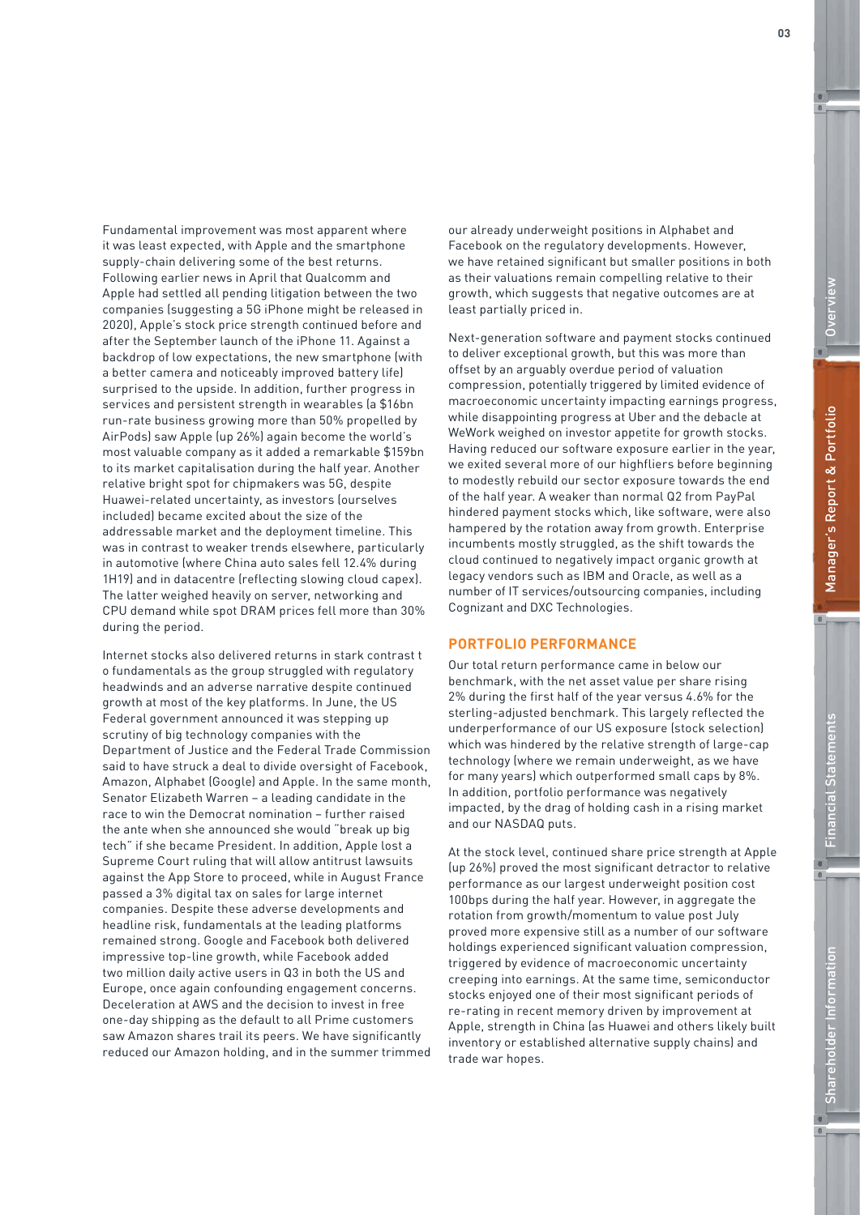Fundamental improvement was most apparent where it was least expected, with Apple and the smartphone supply-chain delivering some of the best returns. Following earlier news in April that Qualcomm and Apple had settled all pending litigation between the two companies (suggesting a 5G iPhone might be released in 2020), Apple's stock price strength continued before and after the September launch of the iPhone 11. Against a backdrop of low expectations, the new smartphone (with a better camera and noticeably improved battery life) surprised to the upside. In addition, further progress in services and persistent strength in wearables (a $16bn run-rate business growing more than 50% propelled by AirPods) saw Apple (up 26%) again become the world's most valuable company as it added a remarkable $159bn to its market capitalisation during the half year. Another relative bright spot for chipmakers was 5G, despite Huawei-related uncertainty, as investors (ourselves included) became excited about the size of the addressable market and the deployment timeline. This was in contrast to weaker trends elsewhere, particularly in automotive (where China auto sales fell 12.4% during 1H19) and in datacentre (reflecting slowing cloud capex). The latter weighed heavily on server, networking and CPU demand while spot DRAM prices fell more than 30% during the period.

Internet stocks also delivered returns in stark contrast t o fundamentals as the group struggled with regulatory headwinds and an adverse narrative despite continued growth at most of the key platforms. In June, the US Federal government announced it was stepping up scrutiny of big technology companies with the Department of Justice and the Federal Trade Commission said to have struck a deal to divide oversight of Facebook, Amazon, Alphabet (Google) and Apple. In the same month, Senator Elizabeth Warren – a leading candidate in the race to win the Democrat nomination – further raised the ante when she announced she would "break up big tech" if she became President. In addition, Apple lost a Supreme Court ruling that will allow antitrust lawsuits against the App Store to proceed, while in August France passed a 3% digital tax on sales for large internet companies. Despite these adverse developments and headline risk, fundamentals at the leading platforms remained strong. Google and Facebook both delivered impressive top-line growth, while Facebook added two million daily active users in Q3 in both the US and Europe, once again confounding engagement concerns. Deceleration at AWS and the decision to invest in free one-day shipping as the default to all Prime customers saw Amazon shares trail its peers. We have significantly reduced our Amazon holding, and in the summer trimmed our already underweight positions in Alphabet and Facebook on the regulatory developments. However, we have retained significant but smaller positions in both as their valuations remain compelling relative to their growth, which suggests that negative outcomes are at least partially priced in.

Next-generation software and payment stocks continued to deliver exceptional growth, but this was more than offset by an arguably overdue period of valuation compression, potentially triggered by limited evidence of macroeconomic uncertainty impacting earnings progress, while disappointing progress at Uber and the debacle at WeWork weighed on investor appetite for growth stocks. Having reduced our software exposure earlier in the year, we exited several more of our highfliers before beginning to modestly rebuild our sector exposure towards the end of the half year. A weaker than normal Q2 from PayPal hindered payment stocks which, like software, were also hampered by the rotation away from growth. Enterprise incumbents mostly struggled, as the shift towards the cloud continued to negatively impact organic growth at legacy vendors such as IBM and Oracle, as well as a number of IT services/outsourcing companies, including Cognizant and DXC Technologies.

## PORTFOLIO PERFORMANCE

Our total return performance came in below our benchmark, with the net asset value per share rising 2% during the first half of the year versus 4.6% for the sterling-adjusted benchmark. This largely reflected the underperformance of our US exposure (stock selection) which was hindered by the relative strength of large-cap technology (where we remain underweight, as we have for many years) which outperformed small caps by 8%. In addition, portfolio performance was negatively impacted, by the drag of holding cash in a rising market and our NASDAQ puts.

At the stock level, continued share price strength at Apple (up 26%) proved the most significant detractor to relative performance as our largest underweight position cost 100bps during the half year. However, in aggregate the rotation from growth/momentum to value post July proved more expensive still as a number of our software holdings experienced significant valuation compression, triggered by evidence of macroeconomic uncertainty creeping into earnings. At the same time, semiconductor stocks enjoyed one of their most significant periods of re-rating in recent memory driven by improvement at Apple, strength in China (as Huawei and others likely built inventory or established alternative supply chains) and trade war hopes.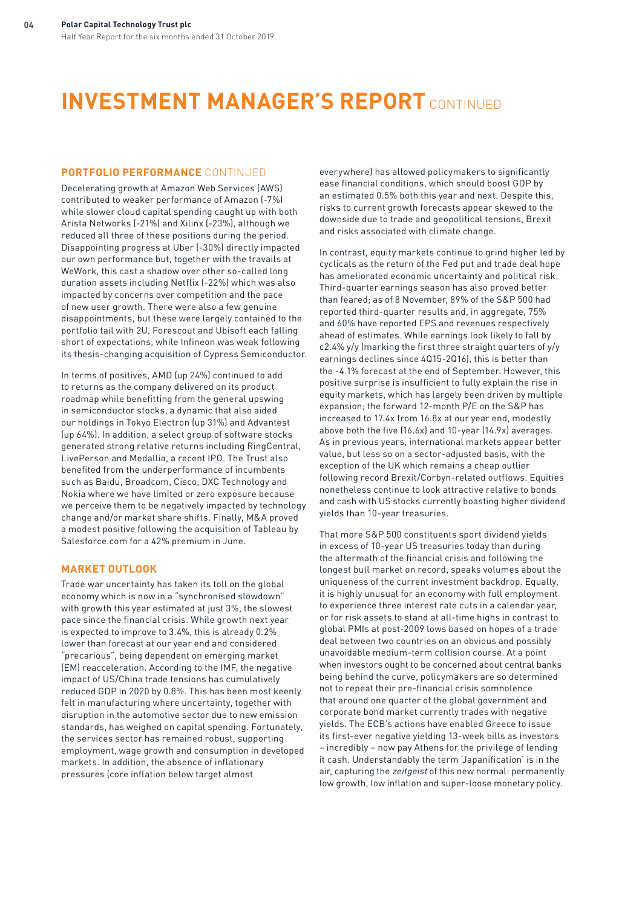# INVESTMENT MANAGER'S REPORT CONTINUED

## PORTFOLIO PERFORMANCE CONTINUED

Decelerating growth at Amazon Web Services (AWS) contributed to weaker performance of Amazon (-7%) while slower cloud capital spending caught up with both Arista Networks (-21%) and Xilinx (-23%), although we reduced all three of these positions during the period. Disappointing progress at Uber (-30%) directly impacted our own performance but, together with the travails at WeWork, this cast a shadow over other so-called long duration assets including Netflix (-22%) which was also impacted by concerns over competition and the pace of new user growth. There were also a few genuine disappointments, but these were largely contained to the portfolio tail with 2U, Forescout and Ubisoft each falling short of expectations, while Infineon was weak following its thesis-changing acquisition of Cypress Semiconductor.

In terms of positives, AMD (up 24%) continued to add to returns as the company delivered on its product roadmap while benefitting from the general upswing in semiconductor stocks, a dynamic that also aided our holdings in Tokyo Electron (up 31%) and Advantest (up 64%). In addition, a select group of software stocks generated strong relative returns including RingCentral, LivePerson and Medallia, a recent IPO. The Trust also benefited from the underperformance of incumbents such as Baidu, Broadcom, Cisco, DXC Technology and Nokia where we have limited or zero exposure because we perceive them to be negatively impacted by technology change and/or market share shifts. Finally, M&A proved a modest positive following the acquisition of Tableau by Salesforce.com for a 42% premium in June.

## MARKET OUTLOOK

Trade war uncertainty has taken its toll on the global economy which is now in a "synchronised slowdown" with growth this year estimated at just 3%, the slowest pace since the financial crisis. While growth next year is expected to improve to 3.4%, this is already 0.2% lower than forecast at our year end and considered "precarious", being dependent on emerging market (EM) reacceleration. According to the IMF, the negative impact of US/China trade tensions has cumulatively reduced GDP in 2020 by 0.8%. This has been most keenly felt in manufacturing where uncertainty, together with disruption in the automotive sector due to new emission standards, has weighed on capital spending. Fortunately, the services sector has remained robust, supporting employment, wage growth and consumption in developed markets. In addition, the absence of inflationary pressures (core inflation below target almost everywhere) has allowed policymakers to significantly ease financial conditions, which should boost GDP by an estimated 0.5% both this year and next. Despite this, risks to current growth forecasts appear skewed to the downside due to trade and geopolitical tensions, Brexit and risks associated with climate change.

In contrast, equity markets continue to grind higher led by cyclicals as the return of the Fed put and trade deal hope has ameliorated economic uncertainty and political risk. Third-quarter earnings season has also proved better than feared; as of 8 November, 89% of the S&P 500 had reported third-quarter results and, in aggregate, 75% and 60% have reported EPS and revenues respectively ahead of estimates. While earnings look likely to fall by c2.4% y/y (marking the first three straight quarters of y/y earnings declines since 4Q15-2Q16), this is better than the -4.1% forecast at the end of September. However, this positive surprise is insufficient to fully explain the rise in equity markets, which has largely been driven by multiple expansion; the forward 12-month P/E on the S&P has increased to 17.4x from 16.8x at our year end, modestly above both the five (16.6x) and 10-year (14.9x) averages. As in previous years, international markets appear better value, but less so on a sector-adjusted basis, with the exception of the UK which remains a cheap outlier following record Brexit/Corbyn-related outflows. Equities nonetheless continue to look attractive relative to bonds and cash with US stocks currently boasting higher dividend yields than 10-year treasuries.

That more S&P 500 constituents sport dividend yields in excess of 10-year US treasuries today than during the aftermath of the financial crisis and following the longest bull market on record, speaks volumes about the uniqueness of the current investment backdrop. Equally, it is highly unusual for an economy with full employment to experience three interest rate cuts in a calendar year, or for risk assets to stand at all-time highs in contrast to global PMIs at post-2009 lows based on hopes of a trade deal between two countries on an obvious and possibly unavoidable medium-term collision course. At a point when investors ought to be concerned about central banks being behind the curve, policymakers are so determined not to repeat their pre-financial crisis somnolence that around one quarter of the global government and corporate bond market currently trades with negative yields. The ECB's actions have enabled Greece to issue its first-ever negative yielding 13-week bills as investors – incredibly – now pay Athens for the privilege of lending it cash. Understandably the term 'Japanification' is in the air, capturing the *zeitgeist* of this new normal: permanently low growth, low inflation and super-loose monetary policy.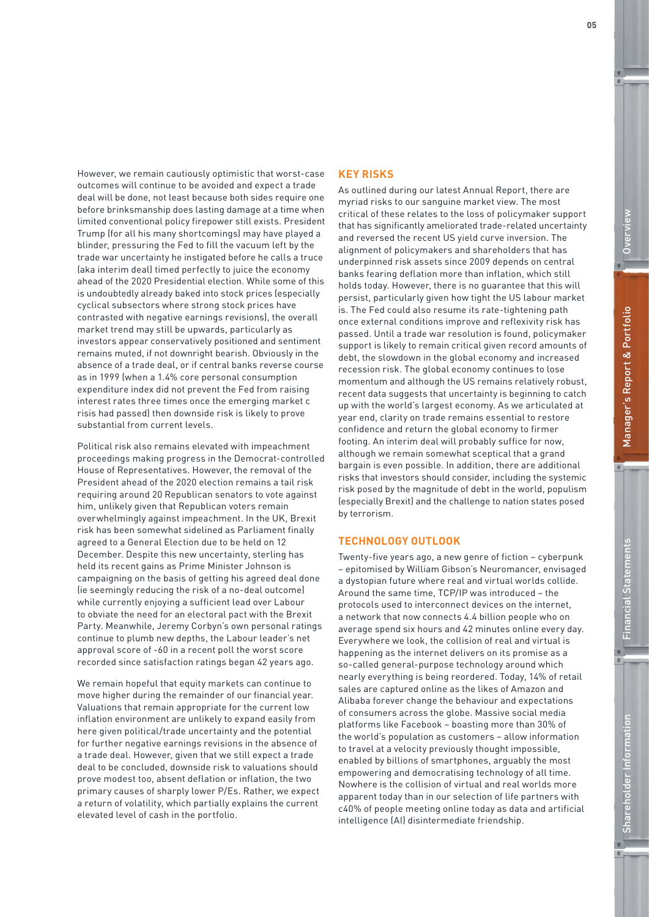However, we remain cautiously optimistic that worst-case outcomes will continue to be avoided and expect a trade deal will be done, not least because both sides require one before brinksmanship does lasting damage at a time when limited conventional policy firepower still exists. President Trump (for all his many shortcomings) may have played a blinder, pressuring the Fed to fill the vacuum left by the trade war uncertainty he instigated before he calls a truce (aka interim deal) timed perfectly to juice the economy ahead of the 2020 Presidential election. While some of this is undoubtedly already baked into stock prices (especially cyclical subsectors where strong stock prices have contrasted with negative earnings revisions), the overall market trend may still be upwards, particularly as investors appear conservatively positioned and sentiment remains muted, if not downright bearish. Obviously in the absence of a trade deal, or if central banks reverse course as in 1999 (when a 1.4% core personal consumption expenditure index did not prevent the Fed from raising interest rates three times once the emerging market c risis had passed) then downside risk is likely to prove substantial from current levels.

Political risk also remains elevated with impeachment proceedings making progress in the Democrat-controlled House of Representatives. However, the removal of the President ahead of the 2020 election remains a tail risk requiring around 20 Republican senators to vote against him, unlikely given that Republican voters remain overwhelmingly against impeachment. In the UK, Brexit risk has been somewhat sidelined as Parliament finally agreed to a General Election due to be held on 12 December. Despite this new uncertainty, sterling has held its recent gains as Prime Minister Johnson is campaigning on the basis of getting his agreed deal done (ie seemingly reducing the risk of a no-deal outcome) while currently enjoying a sufficient lead over Labour to obviate the need for an electoral pact with the Brexit Party. Meanwhile, Jeremy Corbyn's own personal ratings continue to plumb new depths, the Labour leader's net approval score of -60 in a recent poll the worst score recorded since satisfaction ratings began 42 years ago.

We remain hopeful that equity markets can continue to move higher during the remainder of our financial year. Valuations that remain appropriate for the current low inflation environment are unlikely to expand easily from here given political/trade uncertainty and the potential for further negative earnings revisions in the absence of a trade deal. However, given that we still expect a trade deal to be concluded, downside risk to valuations should prove modest too, absent deflation or inflation, the two primary causes of sharply lower P/Es. Rather, we expect a return of volatility, which partially explains the current elevated level of cash in the portfolio.

## KEY RISKS

As outlined during our latest Annual Report, there are myriad risks to our sanguine market view. The most critical of these relates to the loss of policymaker support that has significantly ameliorated trade-related uncertainty and reversed the recent US yield curve inversion. The alignment of policymakers and shareholders that has underpinned risk assets since 2009 depends on central banks fearing deflation more than inflation, which still holds today. However, there is no guarantee that this will persist, particularly given how tight the US labour market is. The Fed could also resume its rate-tightening path once external conditions improve and reflexivity risk has passed. Until a trade war resolution is found, policymaker support is likely to remain critical given record amounts of debt, the slowdown in the global economy and increased recession risk. The global economy continues to lose momentum and although the US remains relatively robust, recent data suggests that uncertainty is beginning to catch up with the world's largest economy. As we articulated at year end, clarity on trade remains essential to restore confidence and return the global economy to firmer footing. An interim deal will probably suffice for now, although we remain somewhat sceptical that a grand bargain is even possible. In addition, there are additional risks that investors should consider, including the systemic risk posed by the magnitude of debt in the world, populism (especially Brexit) and the challenge to nation states posed by terrorism.

## TECHNOLOGY OUTLOOK

Twenty-five years ago, a new genre of fiction – cyberpunk – epitomised by William Gibson's Neuromancer, envisaged a dystopian future where real and virtual worlds collide. Around the same time, TCP/IP was introduced – the protocols used to interconnect devices on the internet, a network that now connects 4.4 billion people who on average spend six hours and 42 minutes online every day. Everywhere we look, the collision of real and virtual is happening as the internet delivers on its promise as a so-called general-purpose technology around which nearly everything is being reordered. Today, 14% of retail sales are captured online as the likes of Amazon and Alibaba forever change the behaviour and expectations of consumers across the globe. Massive social media platforms like Facebook – boasting more than 30% of the world's population as customers – allow information to travel at a velocity previously thought impossible, enabled by billions of smartphones, arguably the most empowering and democratising technology of all time. Nowhere is the collision of virtual and real worlds more apparent today than in our selection of life partners with c40% of people meeting online today as data and artificial intelligence (AI) disintermediate friendship.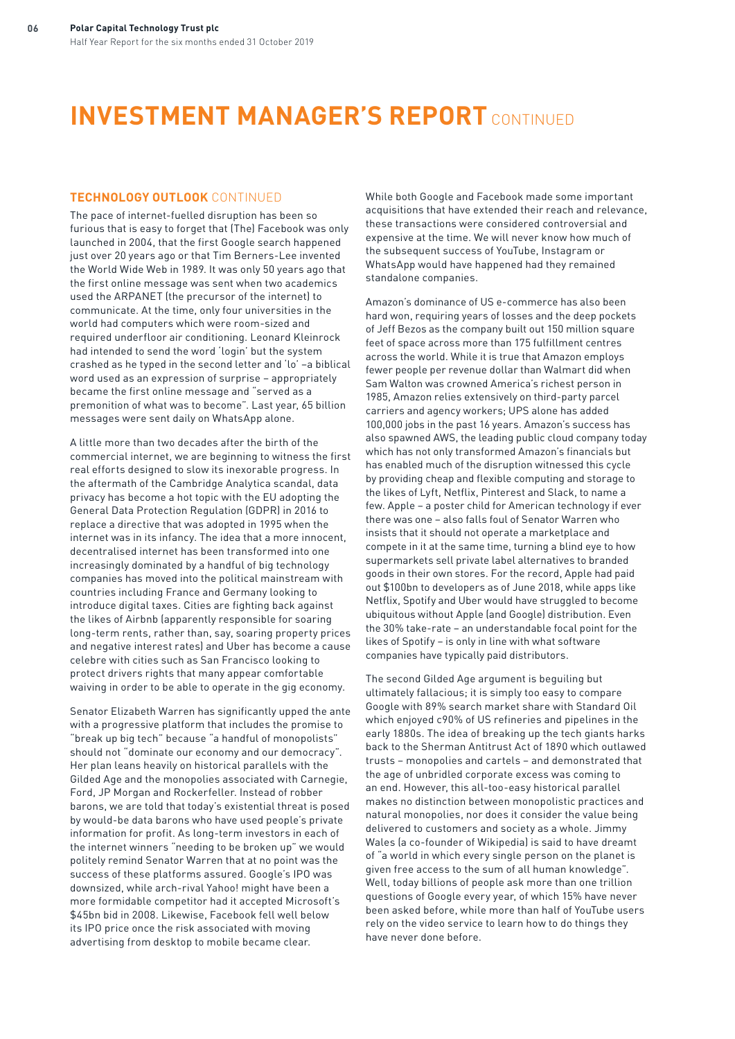# INVESTMENT MANAGER'S REPORT CONTINUED

## TECHNOLOGY OUTLOOK CONTINUED

The pace of internet-fuelled disruption has been so furious that is easy to forget that (The) Facebook was only launched in 2004, that the first Google search happened just over 20 years ago or that Tim Berners-Lee invented the World Wide Web in 1989. It was only 50 years ago that the first online message was sent when two academics used the ARPANET (the precursor of the internet) to communicate. At the time, only four universities in the world had computers which were room-sized and required underfloor air conditioning. Leonard Kleinrock had intended to send the word 'login' but the system crashed as he typed in the second letter and 'lo' –a biblical word used as an expression of surprise – appropriately became the first online message and "served as a premonition of what was to become". Last year, 65 billion messages were sent daily on WhatsApp alone.

A little more than two decades after the birth of the commercial internet, we are beginning to witness the first real efforts designed to slow its inexorable progress. In the aftermath of the Cambridge Analytica scandal, data privacy has become a hot topic with the EU adopting the General Data Protection Regulation (GDPR) in 2016 to replace a directive that was adopted in 1995 when the internet was in its infancy. The idea that a more innocent, decentralised internet has been transformed into one increasingly dominated by a handful of big technology companies has moved into the political mainstream with countries including France and Germany looking to introduce digital taxes. Cities are fighting back against the likes of Airbnb (apparently responsible for soaring long-term rents, rather than, say, soaring property prices and negative interest rates) and Uber has become a cause celebre with cities such as San Francisco looking to protect drivers rights that many appear comfortable waiving in order to be able to operate in the gig economy.

Senator Elizabeth Warren has significantly upped the ante with a progressive platform that includes the promise to "break up big tech" because "a handful of monopolists" should not "dominate our economy and our democracy". Her plan leans heavily on historical parallels with the Gilded Age and the monopolies associated with Carnegie, Ford, JP Morgan and Rockerfeller. Instead of robber barons, we are told that today's existential threat is posed by would-be data barons who have used people's private information for profit. As long-term investors in each of the internet winners "needing to be broken up" we would politely remind Senator Warren that at no point was the success of these platforms assured. Google's IPO was downsized, while arch-rival Yahoo! might have been a more formidable competitor had it accepted Microsoft's $45bn bid in 2008. Likewise, Facebook fell well below its IPO price once the risk associated with moving advertising from desktop to mobile became clear.

While both Google and Facebook made some important acquisitions that have extended their reach and relevance, these transactions were considered controversial and expensive at the time. We will never know how much of the subsequent success of YouTube, Instagram or WhatsApp would have happened had they remained standalone companies.

Amazon's dominance of US e-commerce has also been hard won, requiring years of losses and the deep pockets of Jeff Bezos as the company built out 150 million square feet of space across more than 175 fulfillment centres across the world. While it is true that Amazon employs fewer people per revenue dollar than Walmart did when Sam Walton was crowned America's richest person in 1985, Amazon relies extensively on third-party parcel carriers and agency workers; UPS alone has added 100,000 jobs in the past 16 years. Amazon's success has also spawned AWS, the leading public cloud company today which has not only transformed Amazon's financials but has enabled much of the disruption witnessed this cycle by providing cheap and flexible computing and storage to the likes of Lyft, Netflix, Pinterest and Slack, to name a few. Apple – a poster child for American technology if ever there was one – also falls foul of Senator Warren who insists that it should not operate a marketplace and compete in it at the same time, turning a blind eye to how supermarkets sell private label alternatives to branded goods in their own stores. For the record, Apple had paid out $100bn to developers as of June 2018, while apps like Netflix, Spotify and Uber would have struggled to become ubiquitous without Apple (and Google) distribution. Even the 30% take-rate – an understandable focal point for the likes of Spotify – is only in line with what software companies have typically paid distributors.

The second Gilded Age argument is beguiling but ultimately fallacious; it is simply too easy to compare Google with 89% search market share with Standard Oil which enjoyed c90% of US refineries and pipelines in the early 1880s. The idea of breaking up the tech giants harks back to the Sherman Antitrust Act of 1890 which outlawed trusts – monopolies and cartels – and demonstrated that the age of unbridled corporate excess was coming to an end. However, this all-too-easy historical parallel makes no distinction between monopolistic practices and natural monopolies, nor does it consider the value being delivered to customers and society as a whole. Jimmy Wales (a co-founder of Wikipedia) is said to have dreamt of "a world in which every single person on the planet is given free access to the sum of all human knowledge". Well, today billions of people ask more than one trillion questions of Google every year, of which 15% have never been asked before, while more than half of YouTube users rely on the video service to learn how to do things they have never done before.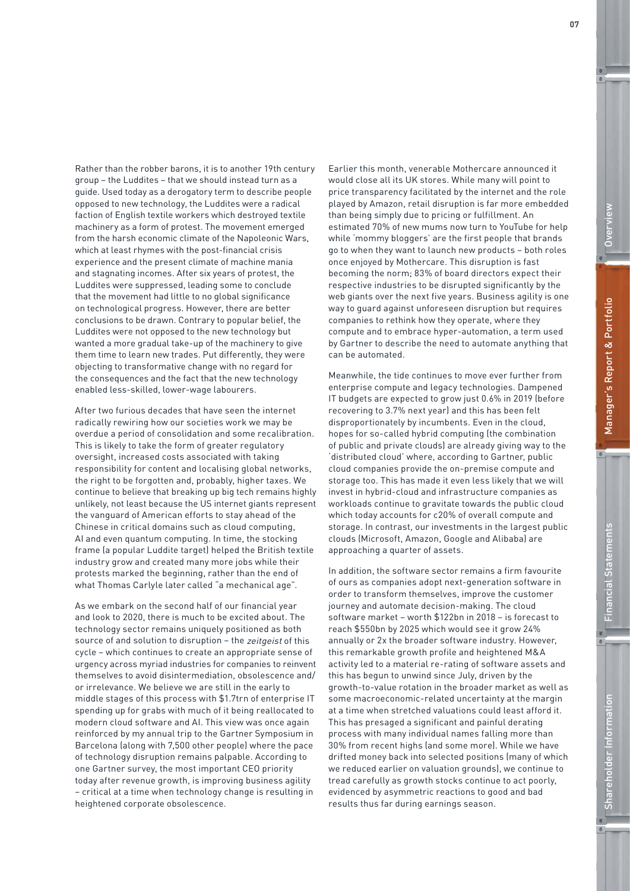Rather than the robber barons, it is to another 19th century group – the Luddites – that we should instead turn as a guide. Used today as a derogatory term to describe people opposed to new technology, the Luddites were a radical faction of English textile workers which destroyed textile machinery as a form of protest. The movement emerged from the harsh economic climate of the Napoleonic Wars, which at least rhymes with the post-financial crisis experience and the present climate of machine mania and stagnating incomes. After six years of protest, the Luddites were suppressed, leading some to conclude that the movement had little to no global significance on technological progress. However, there are better conclusions to be drawn. Contrary to popular belief, the Luddites were not opposed to the new technology but wanted a more gradual take-up of the machinery to give them time to learn new trades. Put differently, they were objecting to transformative change with no regard for the consequences and the fact that the new technology enabled less-skilled, lower-wage labourers.

After two furious decades that have seen the internet radically rewiring how our societies work we may be overdue a period of consolidation and some recalibration. This is likely to take the form of greater regulatory oversight, increased costs associated with taking responsibility for content and localising global networks, the right to be forgotten and, probably, higher taxes. We continue to believe that breaking up big tech remains highly unlikely, not least because the US internet giants represent the vanguard of American efforts to stay ahead of the Chinese in critical domains such as cloud computing, AI and even quantum computing. In time, the stocking frame (a popular Luddite target) helped the British textile industry grow and created many more jobs while their protests marked the beginning, rather than the end of what Thomas Carlyle later called "a mechanical age".

As we embark on the second half of our financial year and look to 2020, there is much to be excited about. The technology sector remains uniquely positioned as both source of and solution to disruption – the *zeitgeist* of this cycle – which continues to create an appropriate sense of urgency across myriad industries for companies to reinvent themselves to avoid disintermediation, obsolescence and/or irrelevance. We believe we are still in the early to middle stages of this process with $1.7trn of enterprise IT spending up for grabs with much of it being reallocated to modern cloud software and AI. This view was once again reinforced by my annual trip to the Gartner Symposium in Barcelona (along with 7,500 other people) where the pace of technology disruption remains palpable. According to one Gartner survey, the most important CEO priority today after revenue growth, is improving business agility – critical at a time when technology change is resulting in heightened corporate obsolescence.

Earlier this month, venerable Mothercare announced it would close all its UK stores. While many will point to price transparency facilitated by the internet and the role played by Amazon, retail disruption is far more embedded than being simply due to pricing or fulfillment. An estimated 70% of new mums now turn to YouTube for help while 'mommy bloggers' are the first people that brands go to when they want to launch new products – both roles once enjoyed by Mothercare. This disruption is fast becoming the norm; 83% of board directors expect their respective industries to be disrupted significantly by the web giants over the next five years. Business agility is one way to guard against unforeseen disruption but requires companies to rethink how they operate, where they compute and to embrace hyper-automation, a term used by Gartner to describe the need to automate anything that can be automated.

Meanwhile, the tide continues to move ever further from enterprise compute and legacy technologies. Dampened IT budgets are expected to grow just 0.6% in 2019 (before recovering to 3.7% next year) and this has been felt disproportionately by incumbents. Even in the cloud, hopes for so-called hybrid computing (the combination of public and private clouds) are already giving way to the 'distributed cloud' where, according to Gartner, public cloud companies provide the on-premise compute and storage too. This has made it even less likely that we will invest in hybrid-cloud and infrastructure companies as workloads continue to gravitate towards the public cloud which today accounts for c20% of overall compute and storage. In contrast, our investments in the largest public clouds (Microsoft, Amazon, Google and Alibaba) are approaching a quarter of assets.

In addition, the software sector remains a firm favourite of ours as companies adopt next-generation software in order to transform themselves, improve the customer journey and automate decision-making. The cloud software market – worth $122bn in 2018 – is forecast to reach $550bn by 2025 which would see it grow 24% annually or 2x the broader software industry. However, this remarkable growth profile and heightened M&A activity led to a material re-rating of software assets and this has begun to unwind since July, driven by the growth-to-value rotation in the broader market as well as some macroeconomic-related uncertainty at the margin at a time when stretched valuations could least afford it. This has presaged a significant and painful derating process with many individual names falling more than 30% from recent highs (and some more). While we have drifted money back into selected positions (many of which we reduced earlier on valuation grounds), we continue to tread carefully as growth stocks continue to act poorly, evidenced by asymmetric reactions to good and bad results thus far during earnings season.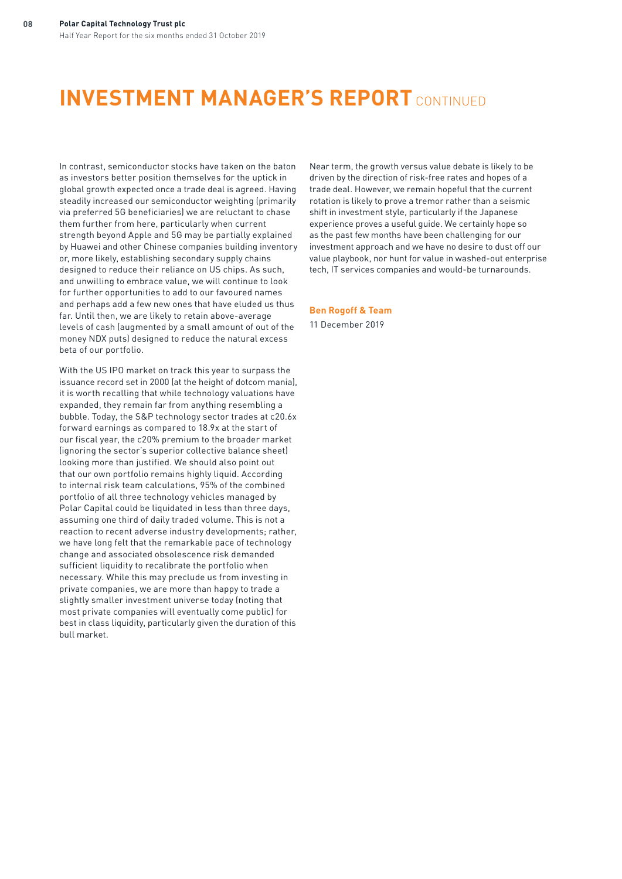# INVESTMENT MANAGER'S REPORT CONTINUED

In contrast, semiconductor stocks have taken on the baton as investors better position themselves for the uptick in global growth expected once a trade deal is agreed. Having steadily increased our semiconductor weighting (primarily via preferred 5G beneficiaries) we are reluctant to chase them further from here, particularly when current strength beyond Apple and 5G may be partially explained by Huawei and other Chinese companies building inventory or, more likely, establishing secondary supply chains designed to reduce their reliance on US chips. As such, and unwilling to embrace value, we will continue to look for further opportunities to add to our favoured names and perhaps add a few new ones that have eluded us thus far. Until then, we are likely to retain above-average levels of cash (augmented by a small amount of out of the money NDX puts) designed to reduce the natural excess beta of our portfolio.

With the US IPO market on track this year to surpass the issuance record set in 2000 (at the height of dotcom mania), it is worth recalling that while technology valuations have expanded, they remain far from anything resembling a bubble. Today, the S&P technology sector trades at c20.6x forward earnings as compared to 18.9x at the start of our fiscal year, the c20% premium to the broader market (ignoring the sector's superior collective balance sheet) looking more than justified. We should also point out that our own portfolio remains highly liquid. According to internal risk team calculations, 95% of the combined portfolio of all three technology vehicles managed by Polar Capital could be liquidated in less than three days, assuming one third of daily traded volume. This is not a reaction to recent adverse industry developments; rather, we have long felt that the remarkable pace of technology change and associated obsolescence risk demanded sufficient liquidity to recalibrate the portfolio when necessary. While this may preclude us from investing in private companies, we are more than happy to trade a slightly smaller investment universe today (noting that most private companies will eventually come public) for best in class liquidity, particularly given the duration of this bull market.

Near term, the growth versus value debate is likely to be driven by the direction of risk-free rates and hopes of a trade deal. However, we remain hopeful that the current rotation is likely to prove a tremor rather than a seismic shift in investment style, particularly if the Japanese experience proves a useful guide. We certainly hope so as the past few months have been challenging for our investment approach and we have no desire to dust off our value playbook, nor hunt for value in washed-out enterprise tech, IT services companies and would-be turnarounds.

**Ben Rogoff & Team**

11 December 2019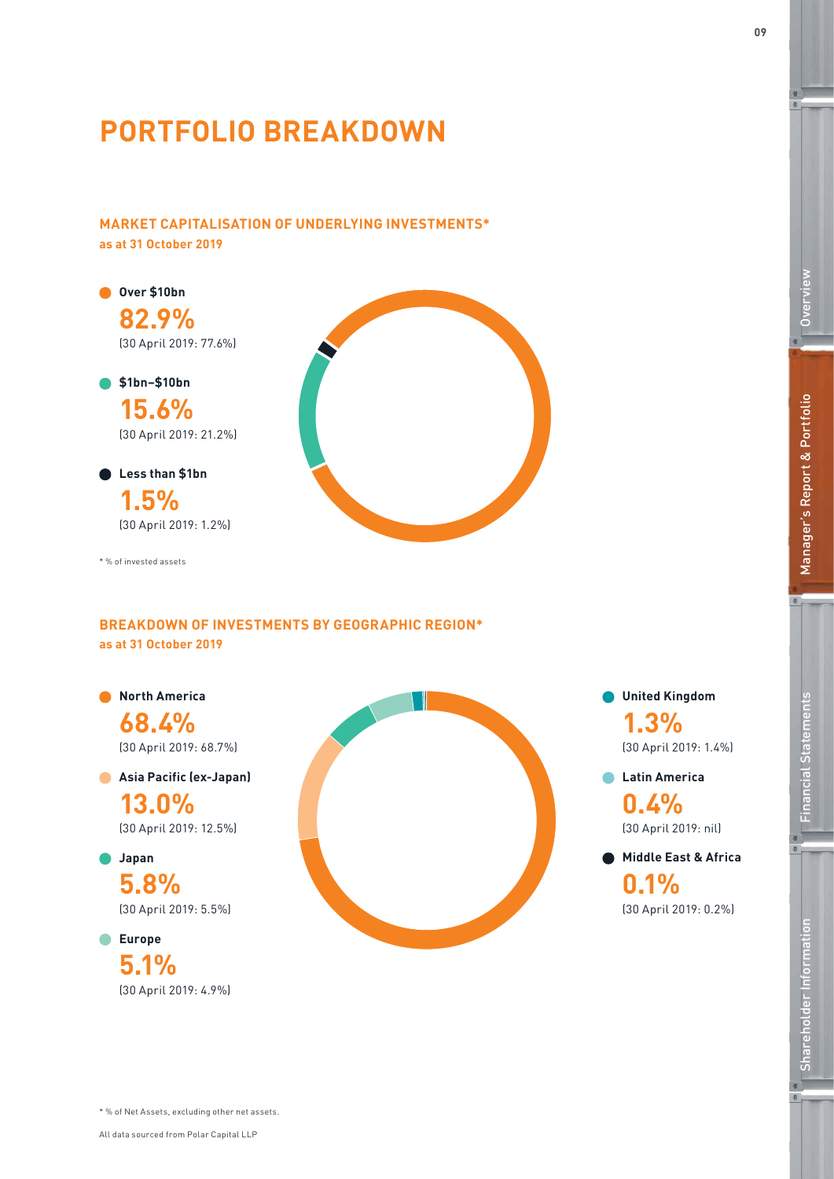# PORTFOLIO BREAKDOWN

## MARKET CAPITALISATION OF UNDERLYING INVESTMENTS*

**as at 31 October 2019**

**Over $10bn**
**82.9%**
(30 April 2019: 77.6%)

**$1bn–$10bn**
**15.6%**
(30 April 2019: 21.2%)

**Less than $1bn**
**1.5%**
(30 April 2019: 1.2%)

* % of invested assets

## BREAKDOWN OF INVESTMENTS BY GEOGRAPHIC REGION*

**as at 31 October 2019**

**North America**
**68.4%**
(30 April 2019: 68.7%)

**Asia Pacific (ex-Japan)**
**13.0%**
(30 April 2019: 12.5%)

**Japan**
**5.8%**
(30 April 2019: 5.5%)

**Europe**
**5.1%**
(30 April 2019: 4.9%)

**United Kingdom**
**1.3%**
(30 April 2019: 1.4%)

**Latin America**
**0.4%**
(30 April 2019: nil)

**Middle East & Africa**
**0.1%**
(30 April 2019: 0.2%)

* % of Net Assets, excluding other net assets.

All data sourced from Polar Capital LLP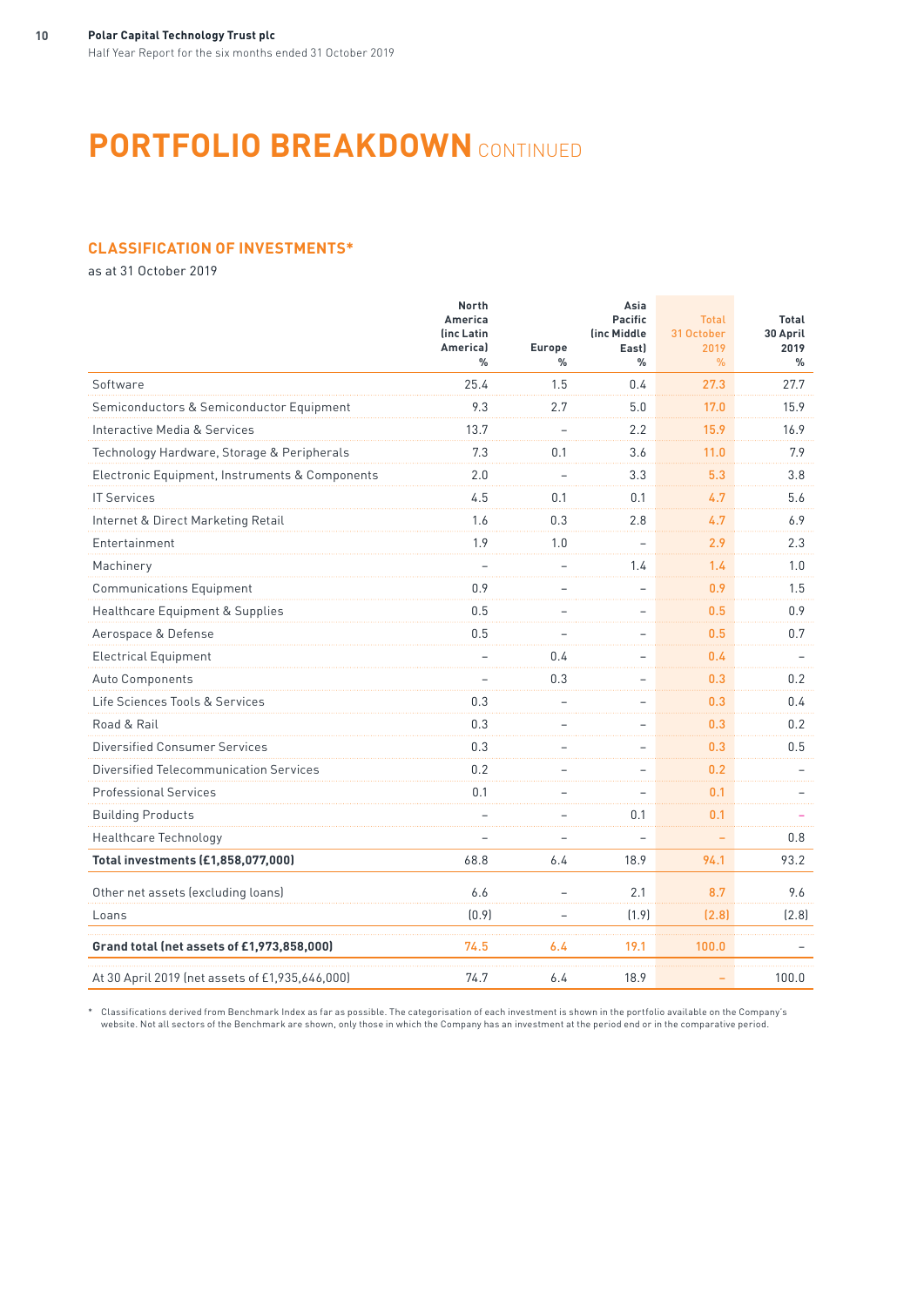# PORTFOLIO BREAKDOWN CONTINUED

## CLASSIFICATION OF INVESTMENTS*

as at 31 October 2019

| | North America (inc Latin America) % | Europe % | Asia Pacific (inc Middle East) % | Total 31 October 2019 % | Total 30 April 2019 % |
|---|---|---|---|---|---|
| Software | 25.4 | 1.5 | 0.4 | 27.3 | 27.7 |
| Semiconductors & Semiconductor Equipment | 9.3 | 2.7 | 5.0 | 17.0 | 15.9 |
| Interactive Media & Services | 13.7 | – | 2.2 | 15.9 | 16.9 |
| Technology Hardware, Storage & Peripherals | 7.3 | 0.1 | 3.6 | 11.0 | 7.9 |
| Electronic Equipment, Instruments & Components | 2.0 | – | 3.3 | 5.3 | 3.8 |
| IT Services | 4.5 | 0.1 | 0.1 | 4.7 | 5.6 |
| Internet & Direct Marketing Retail | 1.6 | 0.3 | 2.8 | 4.7 | 6.9 |
| Entertainment | 1.9 | 1.0 | – | 2.9 | 2.3 |
| Machinery | – | – | 1.4 | 1.4 | 1.0 |
| Communications Equipment | 0.9 | – | – | 0.9 | 1.5 |
| Healthcare Equipment & Supplies | 0.5 | – | – | 0.5 | 0.9 |
| Aerospace & Defense | 0.5 | – | – | 0.5 | 0.7 |
| Electrical Equipment | – | 0.4 | – | 0.4 | – |
| Auto Components | – | 0.3 | – | 0.3 | 0.2 |
| Life Sciences Tools & Services | 0.3 | – | – | 0.3 | 0.4 |
| Road & Rail | 0.3 | – | – | 0.3 | 0.2 |
| Diversified Consumer Services | 0.3 | – | – | 0.3 | 0.5 |
| Diversified Telecommunication Services | 0.2 | – | – | 0.2 | – |
| Professional Services | 0.1 | – | – | 0.1 | – |
| Building Products | – | – | 0.1 | 0.1 | – |
| Healthcare Technology | – | – | – | – | 0.8 |
| **Total investments (£1,858,077,000)** | 68.8 | 6.4 | 18.9 | 94.1 | 93.2 |
| Other net assets (excluding loans) | 6.6 | – | 2.1 | 8.7 | 9.6 |
| Loans | (0.9) | – | (1.9) | (2.8) | (2.8) |
| **Grand total (net assets of £1,973,858,000)** | 74.5 | 6.4 | 19.1 | 100.0 | – |
| At 30 April 2019 (net assets of £1,935,646,000) | 74.7 | 6.4 | 18.9 | – | 100.0 |

\* Classifications derived from Benchmark Index as far as possible. The categorisation of each investment is shown in the portfolio available on the Company's website. Not all sectors of the Benchmark are shown, only those in which the Company has an investment at the period end or in the comparative period.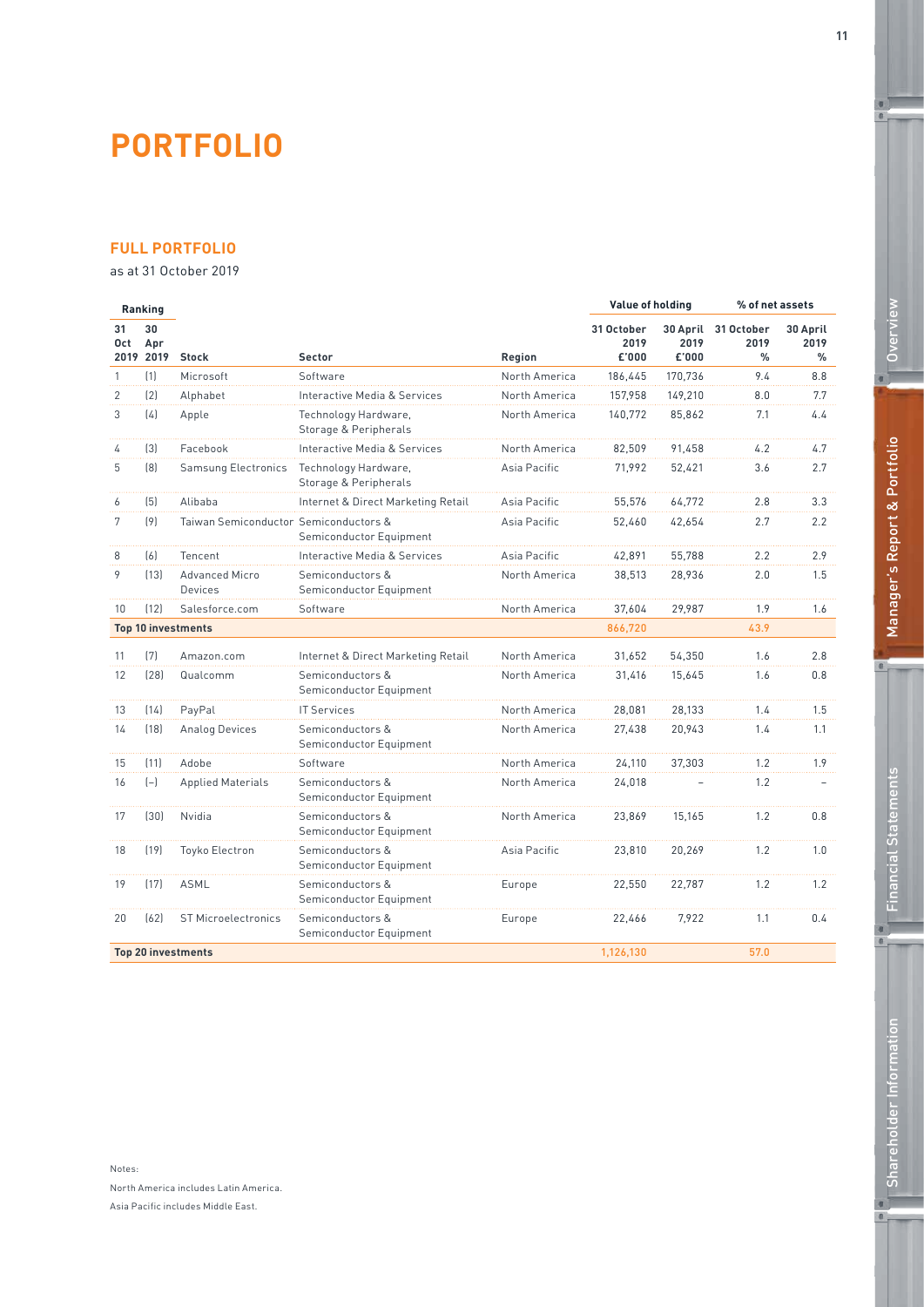# PORTFOLIO

## FULL PORTFOLIO

as at 31 October 2019

| Ranking | | | | | Value of holding | | % of net assets | |
|---|---|---|---|---|---|---|---|---|
| 31 Oct 2019 | 30 Apr 2019 | Stock | Sector | Region | 31 October 2019 £'000 | 30 April 2019 £'000 | 31 October 2019 % | 30 April 2019 % |
| 1 | (1) | Microsoft | Software | North America | 186,445 | 170,736 | 9.4 | 8.8 |
| 2 | (2) | Alphabet | Interactive Media & Services | North America | 157,958 | 149,210 | 8.0 | 7.7 |
| 3 | (4) | Apple | Technology Hardware, Storage & Peripherals | North America | 140,772 | 85,862 | 7.1 | 4.4 |
| 4 | (3) | Facebook | Interactive Media & Services | North America | 82,509 | 91,458 | 4.2 | 4.7 |
| 5 | (8) | Samsung Electronics | Technology Hardware, Storage & Peripherals | Asia Pacific | 71,992 | 52,421 | 3.6 | 2.7 |
| 6 | (5) | Alibaba | Internet & Direct Marketing Retail | Asia Pacific | 55,576 | 64,772 | 2.8 | 3.3 |
| 7 | (9) | Taiwan Semiconductor | Semiconductors & Semiconductor Equipment | Asia Pacific | 52,460 | 42,654 | 2.7 | 2.2 |
| 8 | (6) | Tencent | Interactive Media & Services | Asia Pacific | 42,891 | 55,788 | 2.2 | 2.9 |
| 9 | (13) | Advanced Micro Devices | Semiconductors & Semiconductor Equipment | North America | 38,513 | 28,936 | 2.0 | 1.5 |
| 10 | (12) | Salesforce.com | Software | North America | 37,604 | 29,987 | 1.9 | 1.6 |
| **Top 10 investments** | | | | | **866,720** | | **43.9** | |
| 11 | (7) | Amazon.com | Internet & Direct Marketing Retail | North America | 31,652 | 54,350 | 1.6 | 2.8 |
| 12 | (28) | Qualcomm | Semiconductors & Semiconductor Equipment | North America | 31,416 | 15,645 | 1.6 | 0.8 |
| 13 | (14) | PayPal | IT Services | North America | 28,081 | 28,133 | 1.4 | 1.5 |
| 14 | (18) | Analog Devices | Semiconductors & Semiconductor Equipment | North America | 27,438 | 20,943 | 1.4 | 1.1 |
| 15 | (11) | Adobe | Software | North America | 24,110 | 37,303 | 1.2 | 1.9 |
| 16 | (–) | Applied Materials | Semiconductors & Semiconductor Equipment | North America | 24,018 | – | 1.2 | – |
| 17 | (30) | Nvidia | Semiconductors & Semiconductor Equipment | North America | 23,869 | 15,165 | 1.2 | 0.8 |
| 18 | (19) | Toyko Electron | Semiconductors & Semiconductor Equipment | Asia Pacific | 23,810 | 20,269 | 1.2 | 1.0 |
| 19 | (17) | ASML | Semiconductors & Semiconductor Equipment | Europe | 22,550 | 22,787 | 1.2 | 1.2 |
| 20 | (62) | ST Microelectronics | Semiconductors & Semiconductor Equipment | Europe | 22,466 | 7,922 | 1.1 | 0.4 |
| **Top 20 investments** | | | | | **1,126,130** | | **57.0** | |

Notes:

North America includes Latin America.

Asia Pacific includes Middle East.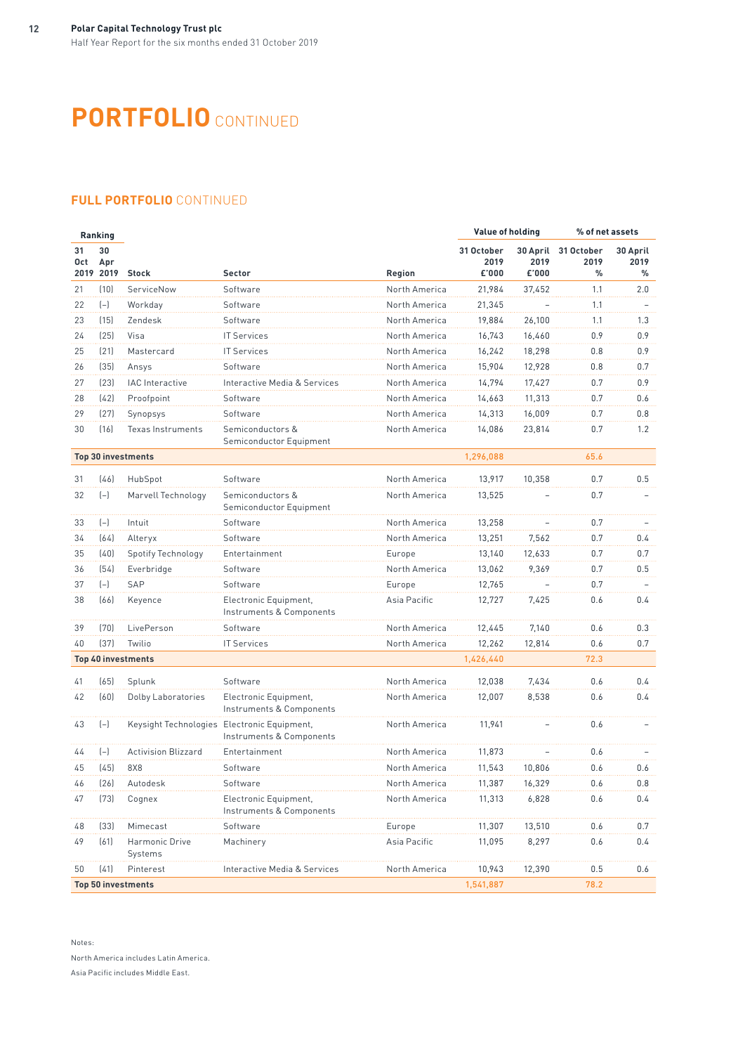# PORTFOLIO CONTINUED

## FULL PORTFOLIO CONTINUED

| Ranking | | | | | Value of holding | | % of net assets | |
|---|---|---|---|---|---|---|---|---|
| 31 Oct 2019 | 30 Apr 2019 | Stock | Sector | Region | 31 October 2019 £'000 | 30 April 2019 £'000 | 31 October 2019 % | 30 April 2019 % |
| 21 | (10) | ServiceNow | Software | North America | 21,984 | 37,452 | 1.1 | 2.0 |
| 22 | (–) | Workday | Software | North America | 21,345 | – | 1.1 | – |
| 23 | (15) | Zendesk | Software | North America | 19,884 | 26,100 | 1.1 | 1.3 |
| 24 | (25) | Visa | IT Services | North America | 16,743 | 16,460 | 0.9 | 0.9 |
| 25 | (21) | Mastercard | IT Services | North America | 16,242 | 18,298 | 0.8 | 0.9 |
| 26 | (35) | Ansys | Software | North America | 15,904 | 12,928 | 0.8 | 0.7 |
| 27 | (23) | IAC Interactive | Interactive Media & Services | North America | 14,794 | 17,427 | 0.7 | 0.9 |
| 28 | (42) | Proofpoint | Software | North America | 14,663 | 11,313 | 0.7 | 0.6 |
| 29 | (27) | Synopsys | Software | North America | 14,313 | 16,009 | 0.7 | 0.8 |
| 30 | (16) | Texas Instruments | Semiconductors & Semiconductor Equipment | North America | 14,086 | 23,814 | 0.7 | 1.2 |
| **Top 30 investments** | | | | | **1,296,088** | | **65.6** | |
| 31 | (46) | HubSpot | Software | North America | 13,917 | 10,358 | 0.7 | 0.5 |
| 32 | (–) | Marvell Technology | Semiconductors & Semiconductor Equipment | North America | 13,525 | – | 0.7 | – |
| 33 | (–) | Intuit | Software | North America | 13,258 | – | 0.7 | – |
| 34 | (64) | Alteryx | Software | North America | 13,251 | 7,562 | 0.7 | 0.4 |
| 35 | (40) | Spotify Technology | Entertainment | Europe | 13,140 | 12,633 | 0.7 | 0.7 |
| 36 | (54) | Everbridge | Software | North America | 13,062 | 9,369 | 0.7 | 0.5 |
| 37 | (–) | SAP | Software | Europe | 12,765 | – | 0.7 | – |
| 38 | (66) | Keyence | Electronic Equipment, Instruments & Components | Asia Pacific | 12,727 | 7,425 | 0.6 | 0.4 |
| 39 | (70) | LivePerson | Software | North America | 12,445 | 7,140 | 0.6 | 0.3 |
| 40 | (37) | Twilio | IT Services | North America | 12,262 | 12,814 | 0.6 | 0.7 |
| **Top 40 investments** | | | | | **1,426,440** | | **72.3** | |
| 41 | (65) | Splunk | Software | North America | 12,038 | 7,434 | 0.6 | 0.4 |
| 42 | (60) | Dolby Laboratories | Electronic Equipment, Instruments & Components | North America | 12,007 | 8,538 | 0.6 | 0.4 |
| 43 | (–) | Keysight Technologies | Electronic Equipment, Instruments & Components | North America | 11,941 | – | 0.6 | – |
| 44 | (–) | Activision Blizzard | Entertainment | North America | 11,873 | – | 0.6 | – |
| 45 | (45) | 8X8 | Software | North America | 11,543 | 10,806 | 0.6 | 0.6 |
| 46 | (26) | Autodesk | Software | North America | 11,387 | 16,329 | 0.6 | 0.8 |
| 47 | (73) | Cognex | Electronic Equipment, Instruments & Components | North America | 11,313 | 6,828 | 0.6 | 0.4 |
| 48 | (33) | Mimecast | Software | Europe | 11,307 | 13,510 | 0.6 | 0.7 |
| 49 | (61) | Harmonic Drive Systems | Machinery | Asia Pacific | 11,095 | 8,297 | 0.6 | 0.4 |
| 50 | (41) | Pinterest | Interactive Media & Services | North America | 10,943 | 12,390 | 0.5 | 0.6 |
| **Top 50 investments** | | | | | **1,541,887** | | **78.2** | |

Notes:

North America includes Latin America.

Asia Pacific includes Middle East.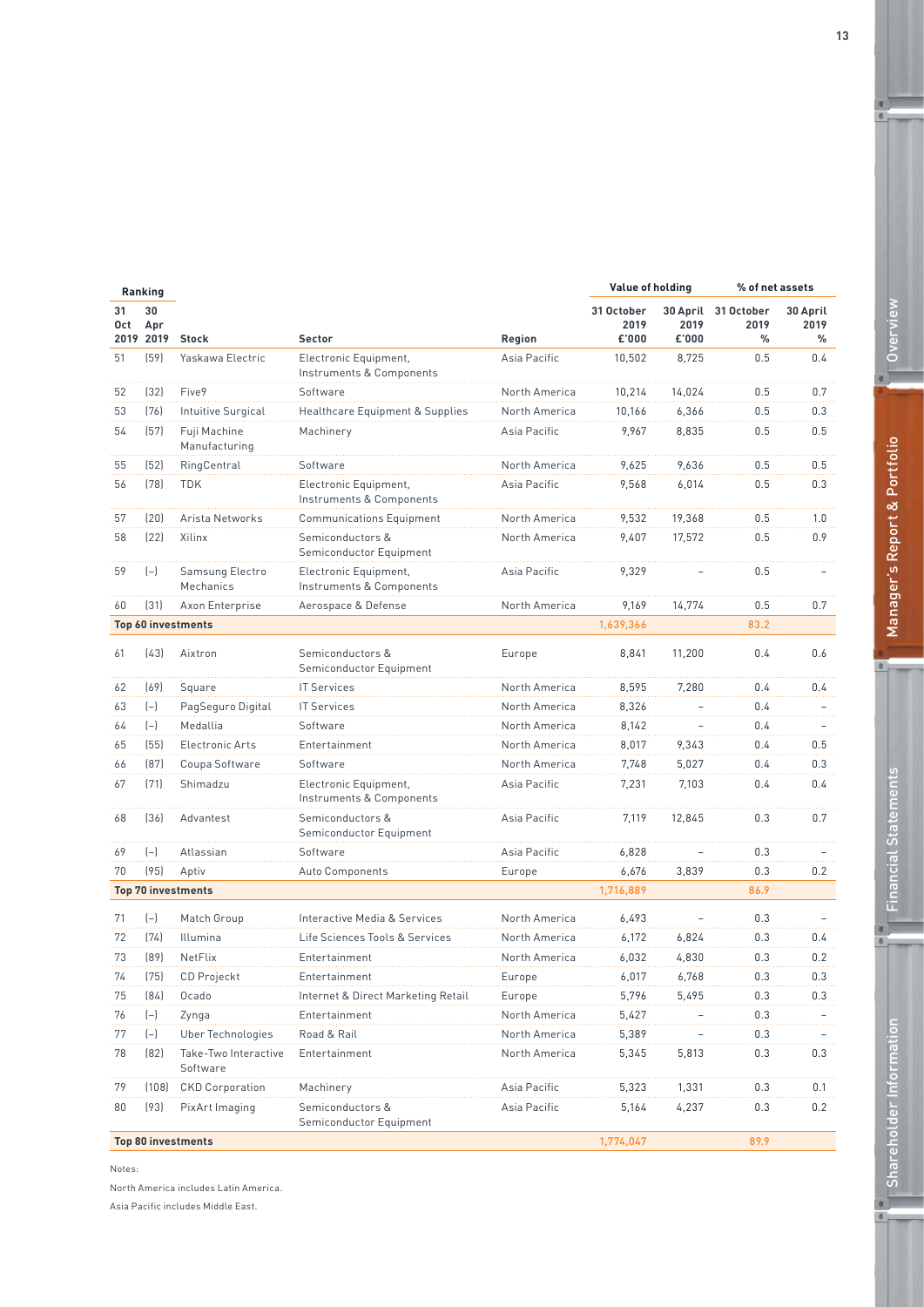| Ranking | | | | | Value of holding | | % of net assets | |
|---|---|---|---|---|---|---|---|---|
| 31 Oct 2019 | 30 Apr 2019 | Stock | Sector | Region | 31 October 2019 £'000 | 30 April 2019 £'000 | 31 October 2019 % | 30 April 2019 % |
| 51 | (59) | Yaskawa Electric | Electronic Equipment, Instruments & Components | Asia Pacific | 10,502 | 8,725 | 0.5 | 0.4 |
| 52 | (32) | Five9 | Software | North America | 10,214 | 14,024 | 0.5 | 0.7 |
| 53 | (76) | Intuitive Surgical | Healthcare Equipment & Supplies | North America | 10,166 | 6,366 | 0.5 | 0.3 |
| 54 | (57) | Fuji Machine Manufacturing | Machinery | Asia Pacific | 9,967 | 8,835 | 0.5 | 0.5 |
| 55 | (52) | RingCentral | Software | North America | 9,625 | 9,636 | 0.5 | 0.5 |
| 56 | (78) | TDK | Electronic Equipment, Instruments & Components | Asia Pacific | 9,568 | 6,014 | 0.5 | 0.3 |
| 57 | (20) | Arista Networks | Communications Equipment | North America | 9,532 | 19,368 | 0.5 | 1.0 |
| 58 | (22) | Xilinx | Semiconductors & Semiconductor Equipment | North America | 9,407 | 17,572 | 0.5 | 0.9 |
| 59 | (–) | Samsung Electro Mechanics | Electronic Equipment, Instruments & Components | Asia Pacific | 9,329 | – | 0.5 | – |
| 60 | (31) | Axon Enterprise | Aerospace & Defense | North America | 9,169 | 14,774 | 0.5 | 0.7 |
| **Top 60 investments** | | | | | **1,639,366** | | **83.2** | |
| 61 | (43) | Aixtron | Semiconductors & Semiconductor Equipment | Europe | 8,841 | 11,200 | 0.4 | 0.6 |
| 62 | (69) | Square | IT Services | North America | 8,595 | 7,280 | 0.4 | 0.4 |
| 63 | (–) | PagSeguro Digital | IT Services | North America | 8,326 | – | 0.4 | – |
| 64 | (–) | Medallia | Software | North America | 8,142 | – | 0.4 | – |
| 65 | (55) | Electronic Arts | Entertainment | North America | 8,017 | 9,343 | 0.4 | 0.5 |
| 66 | (87) | Coupa Software | Software | North America | 7,748 | 5,027 | 0.4 | 0.3 |
| 67 | (71) | Shimadzu | Electronic Equipment, Instruments & Components | Asia Pacific | 7,231 | 7,103 | 0.4 | 0.4 |
| 68 | (36) | Advantest | Semiconductors & Semiconductor Equipment | Asia Pacific | 7,119 | 12,845 | 0.3 | 0.7 |
| 69 | (–) | Atlassian | Software | Asia Pacific | 6,828 | – | 0.3 | – |
| 70 | (95) | Aptiv | Auto Components | Europe | 6,676 | 3,839 | 0.3 | 0.2 |
| **Top 70 investments** | | | | | **1,716,889** | | **86.9** | |
| 71 | (–) | Match Group | Interactive Media & Services | North America | 6,493 | – | 0.3 | – |
| 72 | (74) | Illumina | Life Sciences Tools & Services | North America | 6,172 | 6,824 | 0.3 | 0.4 |
| 73 | (89) | NetFlix | Entertainment | North America | 6,032 | 4,830 | 0.3 | 0.2 |
| 74 | (75) | CD Projeckt | Entertainment | Europe | 6,017 | 6,768 | 0.3 | 0.3 |
| 75 | (84) | Ocado | Internet & Direct Marketing Retail | Europe | 5,796 | 5,495 | 0.3 | 0.3 |
| 76 | (–) | Zynga | Entertainment | North America | 5,427 | – | 0.3 | – |
| 77 | (–) | Uber Technologies | Road & Rail | North America | 5,389 | – | 0.3 | – |
| 78 | (82) | Take-Two Interactive Software | Entertainment | North America | 5,345 | 5,813 | 0.3 | 0.3 |
| 79 | (108) | CKD Corporation | Machinery | Asia Pacific | 5,323 | 1,331 | 0.3 | 0.1 |
| 80 | (93) | PixArt Imaging | Semiconductors & Semiconductor Equipment | Asia Pacific | 5,164 | 4,237 | 0.3 | 0.2 |
| **Top 80 investments** | | | | | **1,774,047** | | **89.9** | |

Notes:

North America includes Latin America.

Asia Pacific includes Middle East.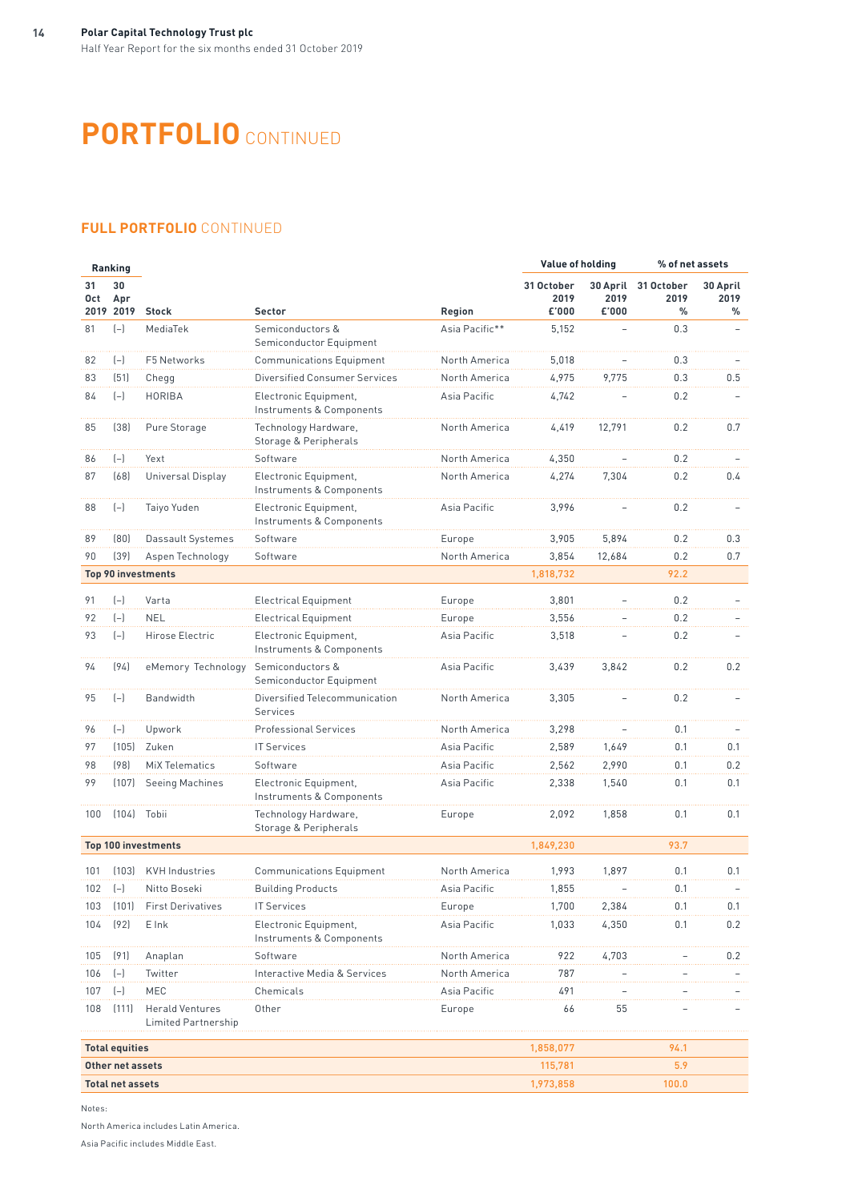# PORTFOLIO CONTINUED

## FULL PORTFOLIO CONTINUED

| Ranking | | | | | Value of holding | | % of net assets | |
|---|---|---|---|---|---|---|---|---|
| 31 Oct 2019 | 30 Apr 2019 | Stock | Sector | Region | 31 October 2019 £'000 | 30 April 2019 £'000 | 31 October 2019 % | 30 April 2019 % |
| 81 | (–) | MediaTek | Semiconductors & Semiconductor Equipment | Asia Pacific** | 5,152 | – | 0.3 | – |
| 82 | (–) | F5 Networks | Communications Equipment | North America | 5,018 | – | 0.3 | – |
| 83 | (51) | Chegg | Diversified Consumer Services | North America | 4,975 | 9,775 | 0.3 | 0.5 |
| 84 | (–) | HORIBA | Electronic Equipment, Instruments & Components | Asia Pacific | 4,742 | – | 0.2 | – |
| 85 | (38) | Pure Storage | Technology Hardware, Storage & Peripherals | North America | 4,419 | 12,791 | 0.2 | 0.7 |
| 86 | (–) | Yext | Software | North America | 4,350 | – | 0.2 | – |
| 87 | (68) | Universal Display | Electronic Equipment, Instruments & Components | North America | 4,274 | 7,304 | 0.2 | 0.4 |
| 88 | (–) | Taiyo Yuden | Electronic Equipment, Instruments & Components | Asia Pacific | 3,996 | – | 0.2 | – |
| 89 | (80) | Dassault Systemes | Software | Europe | 3,905 | 5,894 | 0.2 | 0.3 |
| 90 | (39) | Aspen Technology | Software | North America | 3,854 | 12,684 | 0.2 | 0.7 |
| **Top 90 investments** | | | | | 1,818,732 | | 92.2 | |
| 91 | (–) | Varta | Electrical Equipment | Europe | 3,801 | – | 0.2 | – |
| 92 | (–) | NEL | Electrical Equipment | Europe | 3,556 | – | 0.2 | – |
| 93 | (–) | Hirose Electric | Electronic Equipment, Instruments & Components | Asia Pacific | 3,518 | – | 0.2 | – |
| 94 | (94) | eMemory Technology | Semiconductors & Semiconductor Equipment | Asia Pacific | 3,439 | 3,842 | 0.2 | 0.2 |
| 95 | (–) | Bandwidth | Diversified Telecommunication Services | North America | 3,305 | – | 0.2 | – |
| 96 | (–) | Upwork | Professional Services | North America | 3,298 | – | 0.1 | – |
| 97 | (105) | Zuken | IT Services | Asia Pacific | 2,589 | 1,649 | 0.1 | 0.1 |
| 98 | (98) | MiX Telematics | Software | Asia Pacific | 2,562 | 2,990 | 0.1 | 0.2 |
| 99 | (107) | Seeing Machines | Electronic Equipment, Instruments & Components | Asia Pacific | 2,338 | 1,540 | 0.1 | 0.1 |
| 100 | (104) | Tobii | Technology Hardware, Storage & Peripherals | Europe | 2,092 | 1,858 | 0.1 | 0.1 |
| **Top 100 investments** | | | | | 1,849,230 | | 93.7 | |
| 101 | (103) | KVH Industries | Communications Equipment | North America | 1,993 | 1,897 | 0.1 | 0.1 |
| 102 | (–) | Nitto Boseki | Building Products | Asia Pacific | 1,855 | – | 0.1 | – |
| 103 | (101) | First Derivatives | IT Services | Europe | 1,700 | 2,384 | 0.1 | 0.1 |
| 104 | (92) | E Ink | Electronic Equipment, Instruments & Components | Asia Pacific | 1,033 | 4,350 | 0.1 | 0.2 |
| 105 | (91) | Anaplan | Software | North America | 922 | 4,703 | – | 0.2 |
| 106 | (–) | Twitter | Interactive Media & Services | North America | 787 | – | – | – |
| 107 | (–) | MEC | Chemicals | Asia Pacific | 491 | – | – | – |
| 108 | (111) | Herald Ventures Limited Partnership | Other | Europe | 66 | 55 | – | – |
| **Total equities** | | | | | 1,858,077 | | 94.1 | |
| **Other net assets** | | | | | 115,781 | | 5.9 | |
| **Total net assets** | | | | | 1,973,858 | | 100.0 | |

Notes:

North America includes Latin America.

Asia Pacific includes Middle East.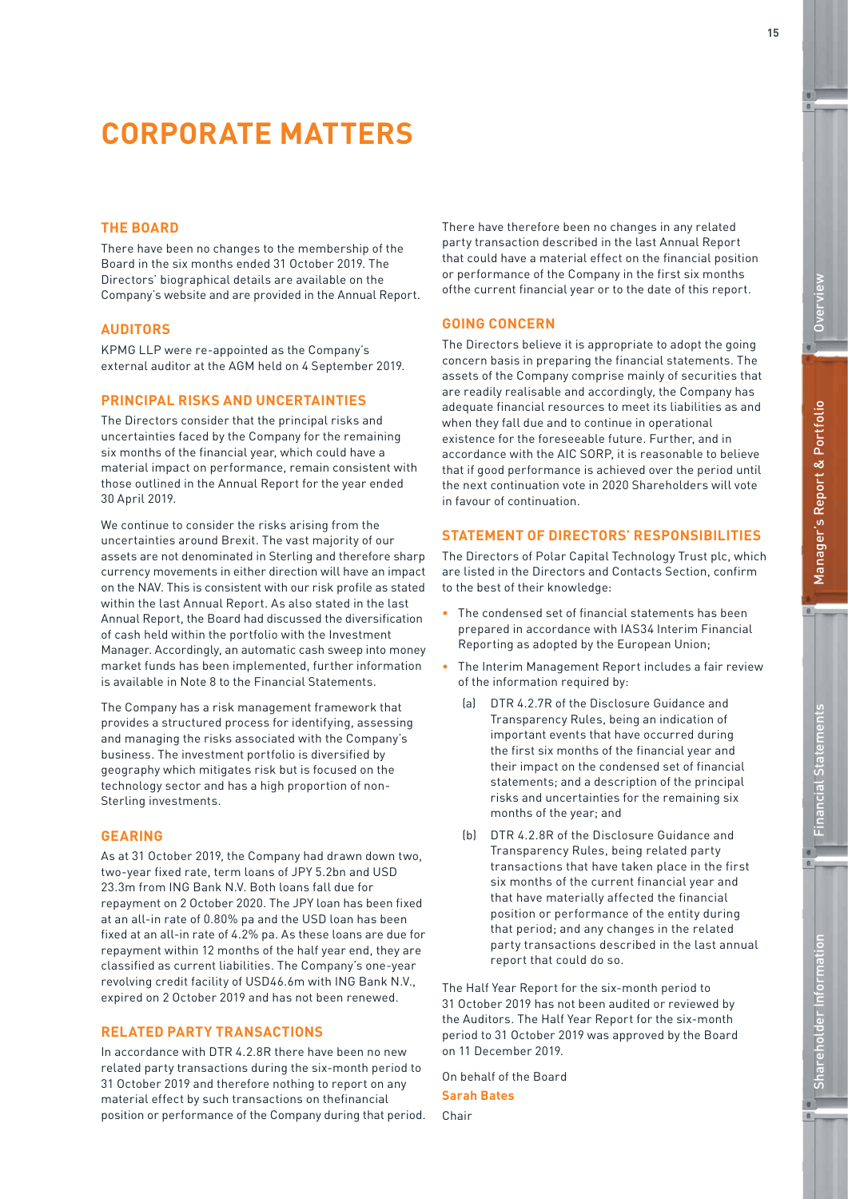# CORPORATE MATTERS

## THE BOARD

There have been no changes to the membership of the Board in the six months ended 31 October 2019. The Directors' biographical details are available on the Company's website and are provided in the Annual Report.

## AUDITORS

KPMG LLP were re-appointed as the Company's external auditor at the AGM held on 4 September 2019.

## PRINCIPAL RISKS AND UNCERTAINTIES

The Directors consider that the principal risks and uncertainties faced by the Company for the remaining six months of the financial year, which could have a material impact on performance, remain consistent with those outlined in the Annual Report for the year ended 30 April 2019.

We continue to consider the risks arising from the uncertainties around Brexit. The vast majority of our assets are not denominated in Sterling and therefore sharp currency movements in either direction will have an impact on the NAV. This is consistent with our risk profile as stated within the last Annual Report. As also stated in the last Annual Report, the Board had discussed the diversification of cash held within the portfolio with the Investment Manager. Accordingly, an automatic cash sweep into money market funds has been implemented, further information is available in Note 8 to the Financial Statements.

The Company has a risk management framework that provides a structured process for identifying, assessing and managing the risks associated with the Company's business. The investment portfolio is diversified by geography which mitigates risk but is focused on the technology sector and has a high proportion of non-Sterling investments.

## GEARING

As at 31 October 2019, the Company had drawn down two, two-year fixed rate, term loans of JPY 5.2bn and USD 23.3m from ING Bank N.V. Both loans fall due for repayment on 2 October 2020. The JPY loan has been fixed at an all-in rate of 0.80% pa and the USD loan has been fixed at an all-in rate of 4.2% pa. As these loans are due for repayment within 12 months of the half year end, they are classified as current liabilities. The Company's one-year revolving credit facility of USD46.6m with ING Bank N.V., expired on 2 October 2019 and has not been renewed.

## RELATED PARTY TRANSACTIONS

In accordance with DTR 4.2.8R there have been no new related party transactions during the six-month period to 31 October 2019 and therefore nothing to report on any material effect by such transactions on thefinancial position or performance of the Company during that period. There have therefore been no changes in any related party transaction described in the last Annual Report that could have a material effect on the financial position or performance of the Company in the first six months ofthe current financial year or to the date of this report.

## GOING CONCERN

The Directors believe it is appropriate to adopt the going concern basis in preparing the financial statements. The assets of the Company comprise mainly of securities that are readily realisable and accordingly, the Company has adequate financial resources to meet its liabilities as and when they fall due and to continue in operational existence for the foreseeable future. Further, and in accordance with the AIC SORP, it is reasonable to believe that if good performance is achieved over the period until the next continuation vote in 2020 Shareholders will vote in favour of continuation.

## STATEMENT OF DIRECTORS' RESPONSIBILITIES

The Directors of Polar Capital Technology Trust plc, which are listed in the Directors and Contacts Section, confirm to the best of their knowledge:

- The condensed set of financial statements has been prepared in accordance with IAS34 Interim Financial Reporting as adopted by the European Union;
- The Interim Management Report includes a fair review of the information required by:
  - (a) DTR 4.2.7R of the Disclosure Guidance and Transparency Rules, being an indication of important events that have occurred during the first six months of the financial year and their impact on the condensed set of financial statements; and a description of the principal risks and uncertainties for the remaining six months of the year; and
  - (b) DTR 4.2.8R of the Disclosure Guidance and Transparency Rules, being related party transactions that have taken place in the first six months of the current financial year and that have materially affected the financial position or performance of the entity during that period; and any changes in the related party transactions described in the last annual report that could do so.

The Half Year Report for the six-month period to 31 October 2019 has not been audited or reviewed by the Auditors. The Half Year Report for the six-month period to 31 October 2019 was approved by the Board on 11 December 2019.

On behalf of the Board

**Sarah Bates**

Chair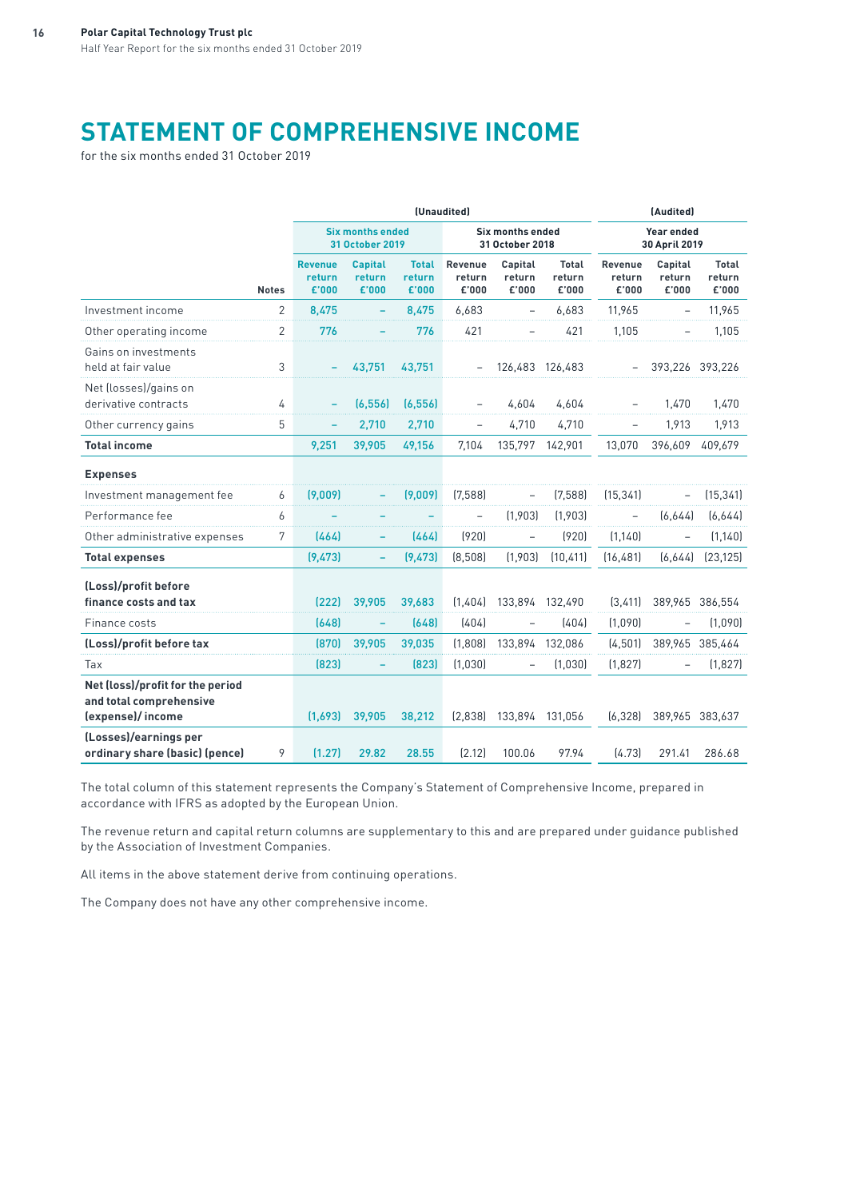# STATEMENT OF COMPREHENSIVE INCOME

for the six months ended 31 October 2019

| | | (Unaudited) | | | | | | (Audited) | | |
|---|---|---|---|---|---|---|---|---|---|---|
| | | Six months ended 31 October 2019 | | | Six months ended 31 October 2018 | | | Year ended 30 April 2019 | | |
| | Notes | Revenue return £'000 | Capital return £'000 | Total return £'000 | Revenue return £'000 | Capital return £'000 | Total return £'000 | Revenue return £'000 | Capital return £'000 | Total return £'000 |
| Investment income | 2 | 8,475 | – | 8,475 | 6,683 | – | 6,683 | 11,965 | – | 11,965 |
| Other operating income | 2 | 776 | – | 776 | 421 | – | 421 | 1,105 | – | 1,105 |
| Gains on investments held at fair value | 3 | – | 43,751 | 43,751 | – | 126,483 | 126,483 | – | 393,226 | 393,226 |
| Net (losses)/gains on derivative contracts | 4 | – | (6,556) | (6,556) | – | 4,604 | 4,604 | – | 1,470 | 1,470 |
| Other currency gains | 5 | – | 2,710 | 2,710 | – | 4,710 | 4,710 | – | 1,913 | 1,913 |
| **Total income** | | 9,251 | 39,905 | 49,156 | 7,104 | 135,797 | 142,901 | 13,070 | 396,609 | 409,679 |
| **Expenses** | | | | | | | | | | |
| Investment management fee | 6 | (9,009) | – | (9,009) | (7,588) | – | (7,588) | (15,341) | – | (15,341) |
| Performance fee | 6 | – | – | – | – | (1,903) | (1,903) | – | (6,644) | (6,644) |
| Other administrative expenses | 7 | (464) | – | (464) | (920) | – | (920) | (1,140) | – | (1,140) |
| **Total expenses** | | (9,473) | – | (9,473) | (8,508) | (1,903) | (10,411) | (16,481) | (6,644) | (23,125) |
| **(Loss)/profit before finance costs and tax** | | (222) | 39,905 | 39,683 | (1,404) | 133,894 | 132,490 | (3,411) | 389,965 | 386,554 |
| Finance costs | | (648) | – | (648) | (404) | – | (404) | (1,090) | – | (1,090) |
| **(Loss)/profit before tax** | | (870) | 39,905 | 39,035 | (1,808) | 133,894 | 132,086 | (4,501) | 389,965 | 385,464 |
| Tax | | (823) | – | (823) | (1,030) | – | (1,030) | (1,827) | – | (1,827) |
| **Net (loss)/profit for the period and total comprehensive (expense)/ income** | | (1,693) | 39,905 | 38,212 | (2,838) | 133,894 | 131,056 | (6,328) | 389,965 | 383,637 |
| **(Losses)/earnings per ordinary share (basic) (pence)** | 9 | (1.27) | 29.82 | 28.55 | (2.12) | 100.06 | 97.94 | (4.73) | 291.41 | 286.68 |

The total column of this statement represents the Company's Statement of Comprehensive Income, prepared in accordance with IFRS as adopted by the European Union.

The revenue return and capital return columns are supplementary to this and are prepared under guidance published by the Association of Investment Companies.

All items in the above statement derive from continuing operations.

The Company does not have any other comprehensive income.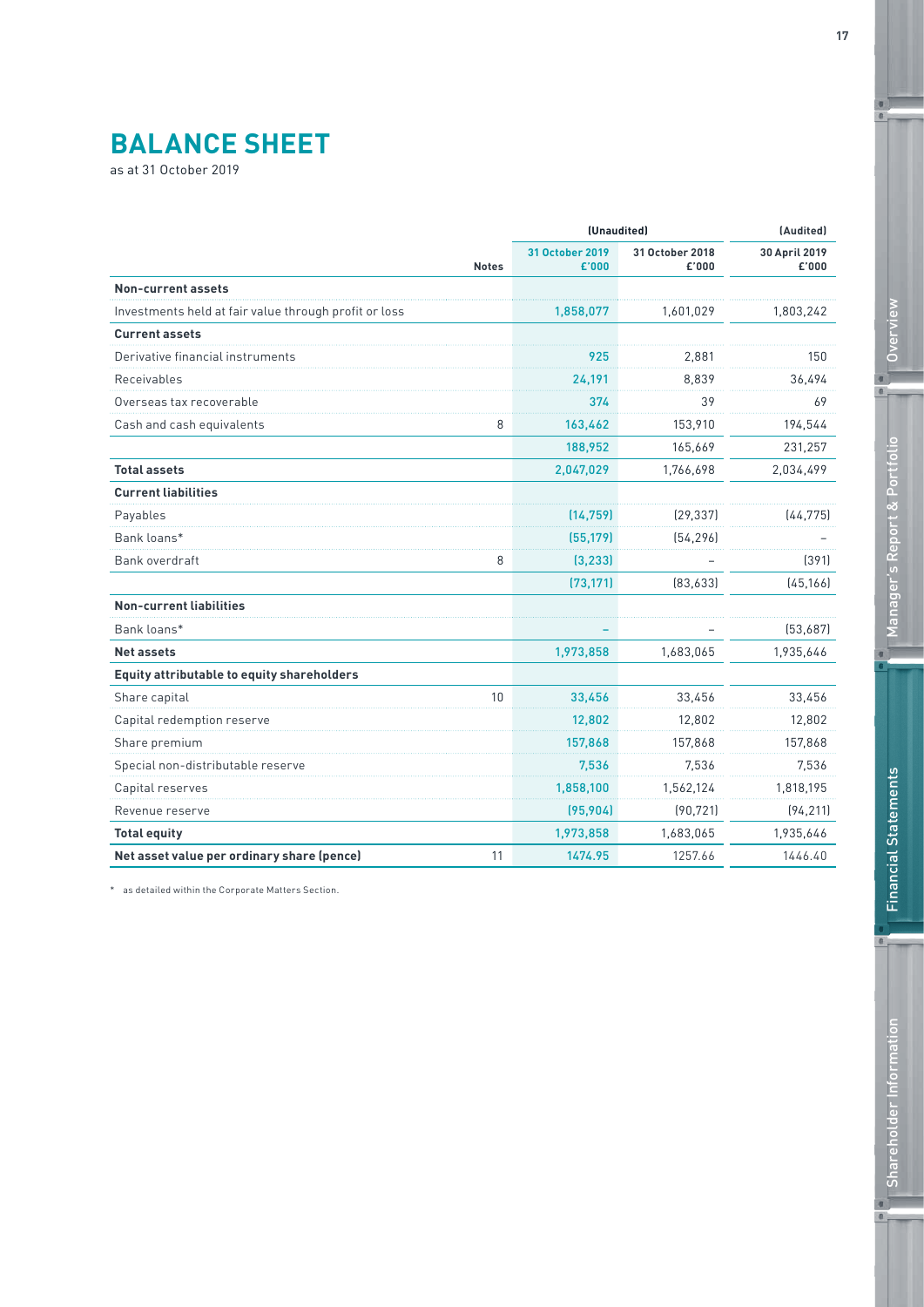# BALANCE SHEET

as at 31 October 2019

| | Notes | (Unaudited) 31 October 2019 £'000 | (Unaudited) 31 October 2018 £'000 | (Audited) 30 April 2019 £'000 |
|---|---|---|---|---|
| **Non-current assets** | | | | |
| Investments held at fair value through profit or loss | | 1,858,077 | 1,601,029 | 1,803,242 |
| **Current assets** | | | | |
| Derivative financial instruments | | 925 | 2,881 | 150 |
| Receivables | | 24,191 | 8,839 | 36,494 |
| Overseas tax recoverable | | 374 | 39 | 69 |
| Cash and cash equivalents | 8 | 163,462 | 153,910 | 194,544 |
| | | 188,952 | 165,669 | 231,257 |
| **Total assets** | | 2,047,029 | 1,766,698 | 2,034,499 |
| **Current liabilities** | | | | |
| Payables | | (14,759) | (29,337) | (44,775) |
| Bank loans* | | (55,179) | (54,296) | – |
| Bank overdraft | 8 | (3,233) | – | (391) |
| | | (73,171) | (83,633) | (45,166) |
| **Non-current liabilities** | | | | |
| Bank loans* | | – | – | (53,687) |
| **Net assets** | | 1,973,858 | 1,683,065 | 1,935,646 |
| **Equity attributable to equity shareholders** | | | | |
| Share capital | 10 | 33,456 | 33,456 | 33,456 |
| Capital redemption reserve | | 12,802 | 12,802 | 12,802 |
| Share premium | | 157,868 | 157,868 | 157,868 |
| Special non-distributable reserve | | 7,536 | 7,536 | 7,536 |
| Capital reserves | | 1,858,100 | 1,562,124 | 1,818,195 |
| Revenue reserve | | (95,904) | (90,721) | (94,211) |
| **Total equity** | | 1,973,858 | 1,683,065 | 1,935,646 |
| **Net asset value per ordinary share (pence)** | 11 | 1474.95 | 1257.66 | 1446.40 |

* as detailed within the Corporate Matters Section.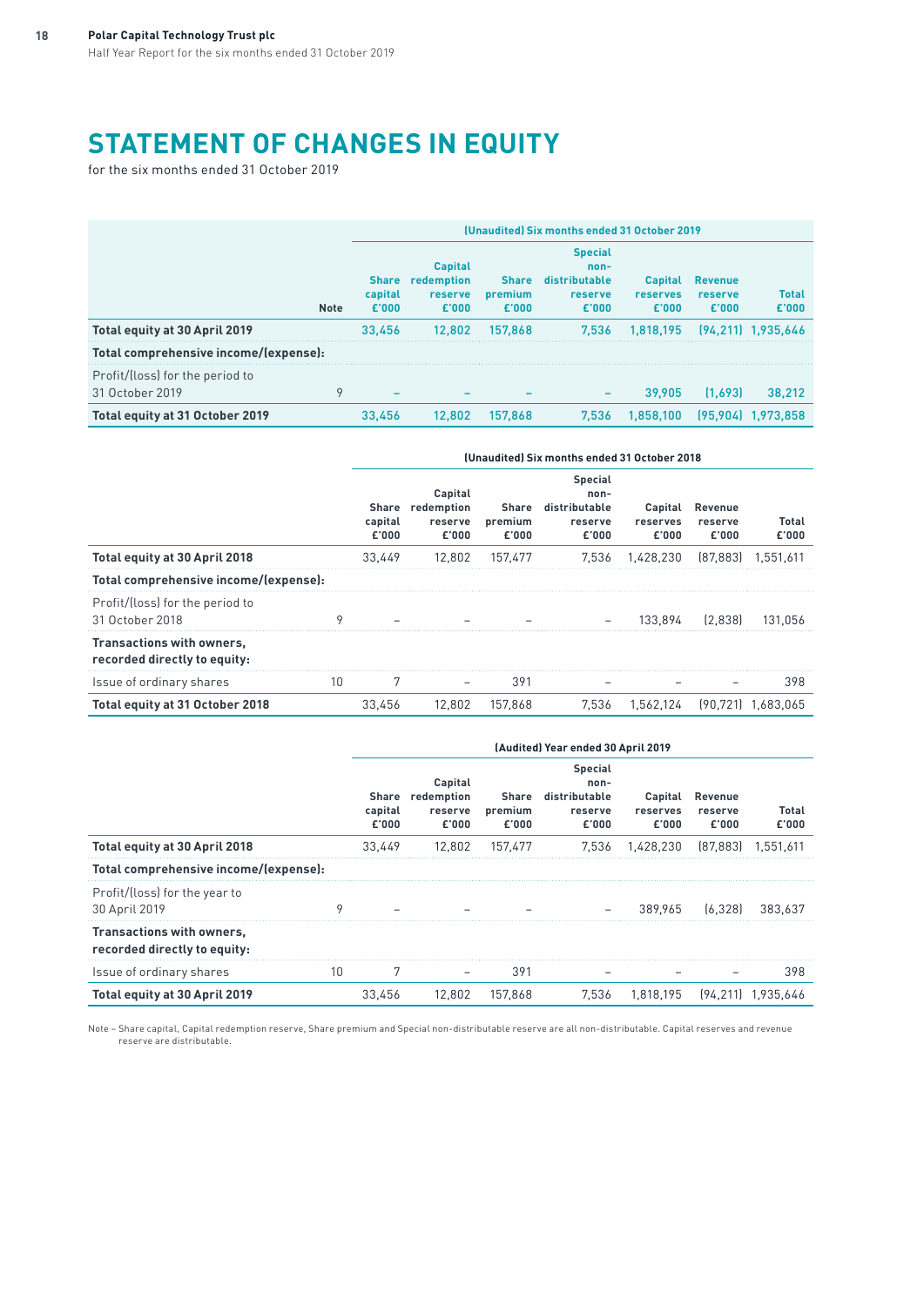# STATEMENT OF CHANGES IN EQUITY

for the six months ended 31 October 2019

| | Note | (Unaudited) Six months ended 31 October 2019 | | | | | | |
|---|---|---|---|---|---|---|---|---|
| | | Share capital £'000 | Capital redemption reserve £'000 | Share premium £'000 | Special non-distributable reserve £'000 | Capital reserves £'000 | Revenue reserve £'000 | Total £'000 |
| **Total equity at 30 April 2019** | | 33,456 | 12,802 | 157,868 | 7,536 | 1,818,195 | (94,211) | 1,935,646 |
| **Total comprehensive income/(expense):** | | | | | | | | |
| Profit/(loss) for the period to 31 October 2019 | 9 | – | – | – | – | 39,905 | (1,693) | 38,212 |
| **Total equity at 31 October 2019** | | 33,456 | 12,802 | 157,868 | 7,536 | 1,858,100 | (95,904) | 1,973,858 |

| | Note | (Unaudited) Six months ended 31 October 2018 | | | | | | |
|---|---|---|---|---|---|---|---|---|
| | | Share capital £'000 | Capital redemption reserve £'000 | Share premium £'000 | Special non-distributable reserve £'000 | Capital reserves £'000 | Revenue reserve £'000 | Total £'000 |
| **Total equity at 30 April 2018** | | 33,449 | 12,802 | 157,477 | 7,536 | 1,428,230 | (87,883) | 1,551,611 |
| **Total comprehensive income/(expense):** | | | | | | | | |
| Profit/(loss) for the period to 31 October 2018 | 9 | – | – | – | – | 133,894 | (2,838) | 131,056 |
| **Transactions with owners, recorded directly to equity:** | | | | | | | | |
| Issue of ordinary shares | 10 | 7 | – | 391 | – | – | – | 398 |
| **Total equity at 31 October 2018** | | 33,456 | 12,802 | 157,868 | 7,536 | 1,562,124 | (90,721) | 1,683,065 |

| | Note | (Audited) Year ended 30 April 2019 | | | | | | |
|---|---|---|---|---|---|---|---|---|
| | | Share capital £'000 | Capital redemption reserve £'000 | Share premium £'000 | Special non-distributable reserve £'000 | Capital reserves £'000 | Revenue reserve £'000 | Total £'000 |
| **Total equity at 30 April 2018** | | 33,449 | 12,802 | 157,477 | 7,536 | 1,428,230 | (87,883) | 1,551,611 |
| **Total comprehensive income/(expense):** | | | | | | | | |
| Profit/(loss) for the year to 30 April 2019 | 9 | – | – | – | – | 389,965 | (6,328) | 383,637 |
| **Transactions with owners, recorded directly to equity:** | | | | | | | | |
| Issue of ordinary shares | 10 | 7 | – | 391 | – | – | – | 398 |
| **Total equity at 30 April 2019** | | 33,456 | 12,802 | 157,868 | 7,536 | 1,818,195 | (94,211) | 1,935,646 |

Note – Share capital, Capital redemption reserve, Share premium and Special non-distributable reserve are all non-distributable. Capital reserves and revenue reserve are distributable.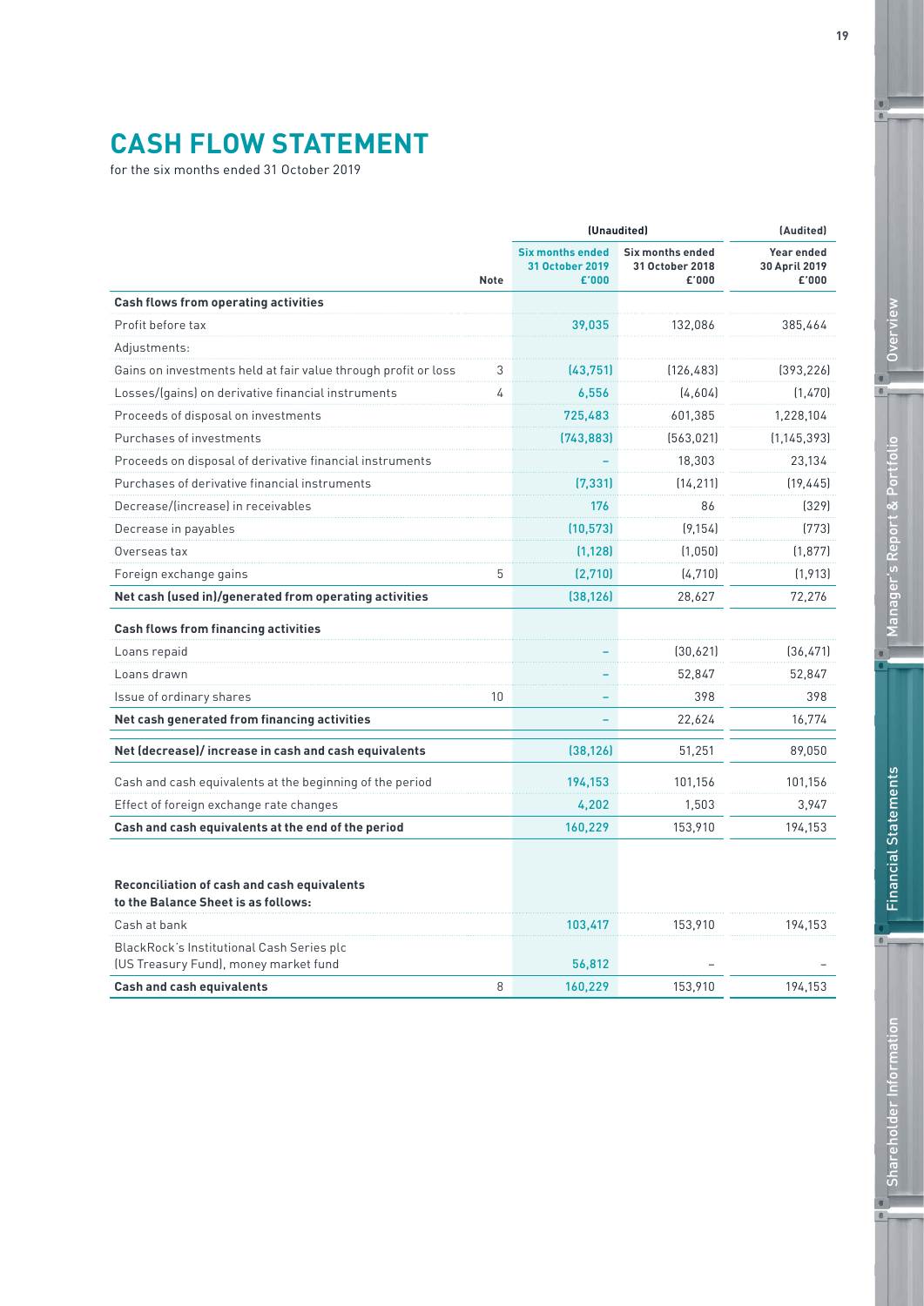# CASH FLOW STATEMENT

for the six months ended 31 October 2019

| | Note | (Unaudited) Six months ended 31 October 2019 £'000 | (Unaudited) Six months ended 31 October 2018 £'000 | (Audited) Year ended 30 April 2019 £'000 |
|---|---|---|---|---|
| **Cash flows from operating activities** | | | | |
| Profit before tax | | 39,035 | 132,086 | 385,464 |
| Adjustments: | | | | |
| Gains on investments held at fair value through profit or loss | 3 | (43,751) | (126,483) | (393,226) |
| Losses/(gains) on derivative financial instruments | 4 | 6,556 | (4,604) | (1,470) |
| Proceeds of disposal on investments | | 725,483 | 601,385 | 1,228,104 |
| Purchases of investments | | (743,883) | (563,021) | (1,145,393) |
| Proceeds on disposal of derivative financial instruments | | – | 18,303 | 23,134 |
| Purchases of derivative financial instruments | | (7,331) | (14,211) | (19,445) |
| Decrease/(increase) in receivables | | 176 | 86 | (329) |
| Decrease in payables | | (10,573) | (9,154) | (773) |
| Overseas tax | | (1,128) | (1,050) | (1,877) |
| Foreign exchange gains | 5 | (2,710) | (4,710) | (1,913) |
| **Net cash (used in)/generated from operating activities** | | (38,126) | 28,627 | 72,276 |
| **Cash flows from financing activities** | | | | |
| Loans repaid | | – | (30,621) | (36,471) |
| Loans drawn | | – | 52,847 | 52,847 |
| Issue of ordinary shares | 10 | – | 398 | 398 |
| **Net cash generated from financing activities** | | – | 22,624 | 16,774 |
| **Net (decrease)/ increase in cash and cash equivalents** | | (38,126) | 51,251 | 89,050 |
| Cash and cash equivalents at the beginning of the period | | 194,153 | 101,156 | 101,156 |
| Effect of foreign exchange rate changes | | 4,202 | 1,503 | 3,947 |
| **Cash and cash equivalents at the end of the period** | | 160,229 | 153,910 | 194,153 |
| **Reconciliation of cash and cash equivalents to the Balance Sheet is as follows:** | | | | |
| Cash at bank | | 103,417 | 153,910 | 194,153 |
| BlackRock's Institutional Cash Series plc (US Treasury Fund), money market fund | | 56,812 | – | – |
| **Cash and cash equivalents** | 8 | 160,229 | 153,910 | 194,153 |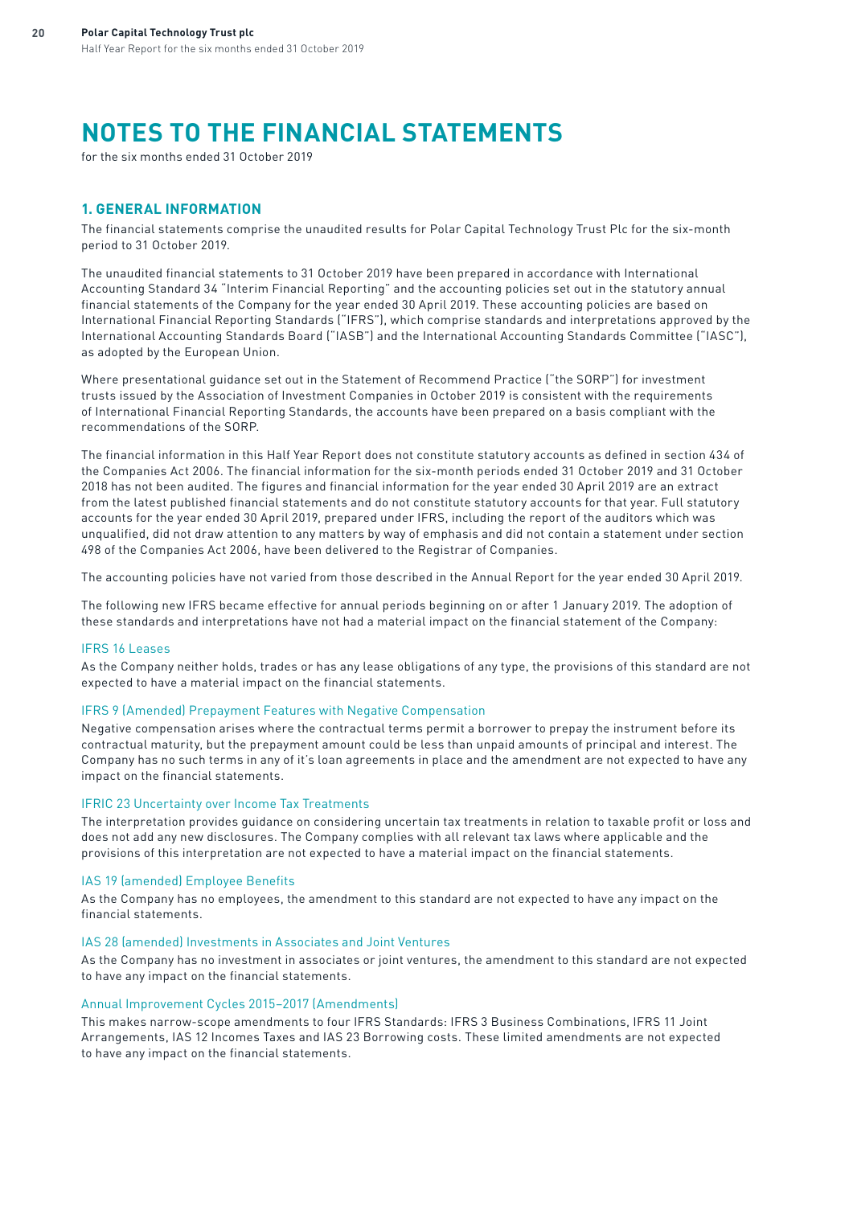# NOTES TO THE FINANCIAL STATEMENTS

for the six months ended 31 October 2019

## 1. GENERAL INFORMATION

The financial statements comprise the unaudited results for Polar Capital Technology Trust Plc for the six-month period to 31 October 2019.

The unaudited financial statements to 31 October 2019 have been prepared in accordance with International Accounting Standard 34 "Interim Financial Reporting" and the accounting policies set out in the statutory annual financial statements of the Company for the year ended 30 April 2019. These accounting policies are based on International Financial Reporting Standards ("IFRS"), which comprise standards and interpretations approved by the International Accounting Standards Board ("IASB") and the International Accounting Standards Committee ("IASC"), as adopted by the European Union.

Where presentational guidance set out in the Statement of Recommend Practice ("the SORP") for investment trusts issued by the Association of Investment Companies in October 2019 is consistent with the requirements of International Financial Reporting Standards, the accounts have been prepared on a basis compliant with the recommendations of the SORP.

The financial information in this Half Year Report does not constitute statutory accounts as defined in section 434 of the Companies Act 2006. The financial information for the six-month periods ended 31 October 2019 and 31 October 2018 has not been audited. The figures and financial information for the year ended 30 April 2019 are an extract from the latest published financial statements and do not constitute statutory accounts for that year. Full statutory accounts for the year ended 30 April 2019, prepared under IFRS, including the report of the auditors which was unqualified, did not draw attention to any matters by way of emphasis and did not contain a statement under section 498 of the Companies Act 2006, have been delivered to the Registrar of Companies.

The accounting policies have not varied from those described in the Annual Report for the year ended 30 April 2019.

The following new IFRS became effective for annual periods beginning on or after 1 January 2019. The adoption of these standards and interpretations have not had a material impact on the financial statement of the Company:

### IFRS 16 Leases

As the Company neither holds, trades or has any lease obligations of any type, the provisions of this standard are not expected to have a material impact on the financial statements.

### IFRS 9 (Amended) Prepayment Features with Negative Compensation

Negative compensation arises where the contractual terms permit a borrower to prepay the instrument before its contractual maturity, but the prepayment amount could be less than unpaid amounts of principal and interest. The Company has no such terms in any of it's loan agreements in place and the amendment are not expected to have any impact on the financial statements.

### IFRIC 23 Uncertainty over Income Tax Treatments

The interpretation provides guidance on considering uncertain tax treatments in relation to taxable profit or loss and does not add any new disclosures. The Company complies with all relevant tax laws where applicable and the provisions of this interpretation are not expected to have a material impact on the financial statements.

### IAS 19 (amended) Employee Benefits

As the Company has no employees, the amendment to this standard are not expected to have any impact on the financial statements.

### IAS 28 (amended) Investments in Associates and Joint Ventures

As the Company has no investment in associates or joint ventures, the amendment to this standard are not expected to have any impact on the financial statements.

### Annual Improvement Cycles 2015–2017 (Amendments)

This makes narrow-scope amendments to four IFRS Standards: IFRS 3 Business Combinations, IFRS 11 Joint Arrangements, IAS 12 Incomes Taxes and IAS 23 Borrowing costs. These limited amendments are not expected to have any impact on the financial statements.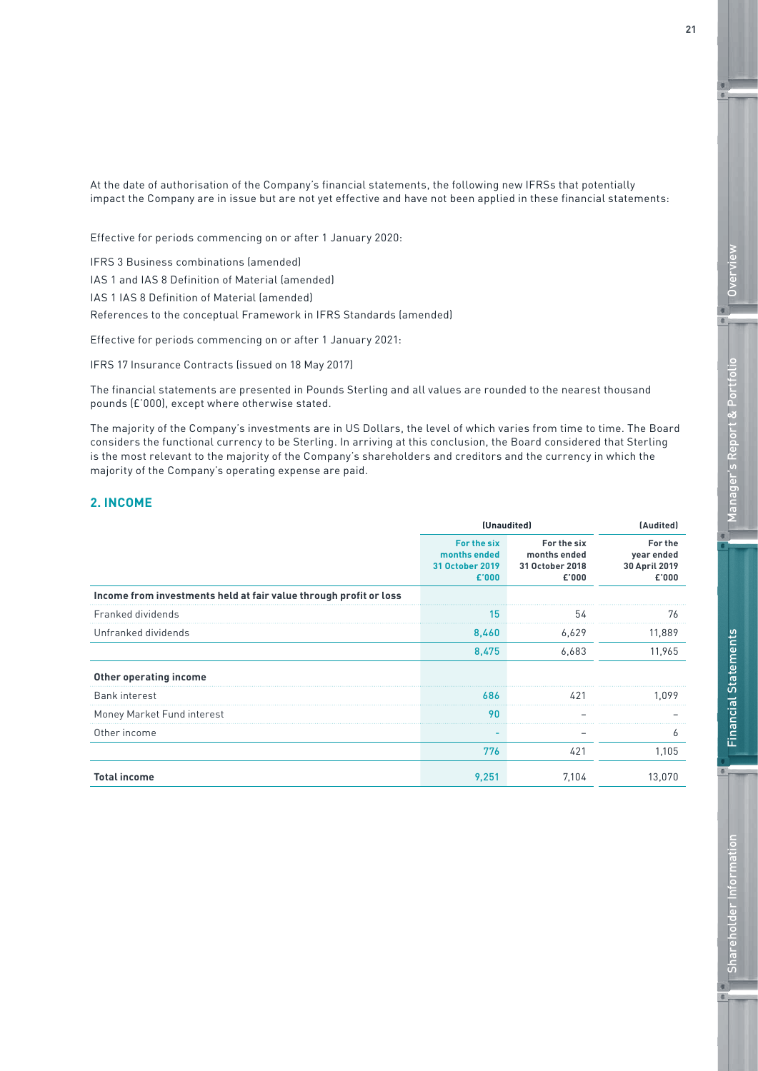At the date of authorisation of the Company's financial statements, the following new IFRSs that potentially impact the Company are in issue but are not yet effective and have not been applied in these financial statements:

Effective for periods commencing on or after 1 January 2020:

IFRS 3 Business combinations (amended)

IAS 1 and IAS 8 Definition of Material (amended)

IAS 1 IAS 8 Definition of Material (amended)

References to the conceptual Framework in IFRS Standards (amended)

Effective for periods commencing on or after 1 January 2021:

IFRS 17 Insurance Contracts (issued on 18 May 2017)

The financial statements are presented in Pounds Sterling and all values are rounded to the nearest thousand pounds (£'000), except where otherwise stated.

The majority of the Company's investments are in US Dollars, the level of which varies from time to time. The Board considers the functional currency to be Sterling. In arriving at this conclusion, the Board considered that Sterling is the most relevant to the majority of the Company's shareholders and creditors and the currency in which the majority of the Company's operating expense are paid.

## 2. INCOME

| | (Unaudited) | | (Audited) |
|---|---|---|---|
| | For the six months ended 31 October 2019 £'000 | For the six months ended 31 October 2018 £'000 | For the year ended 30 April 2019 £'000 |
| **Income from investments held at fair value through profit or loss** | | | |
| Franked dividends | 15 | 54 | 76 |
| Unfranked dividends | 8,460 | 6,629 | 11,889 |
| | 8,475 | 6,683 | 11,965 |
| **Other operating income** | | | |
| Bank interest | 686 | 421 | 1,099 |
| Money Market Fund interest | 90 | – | – |
| Other income | – | – | 6 |
| | 776 | 421 | 1,105 |
| **Total income** | 9,251 | 7,104 | 13,070 |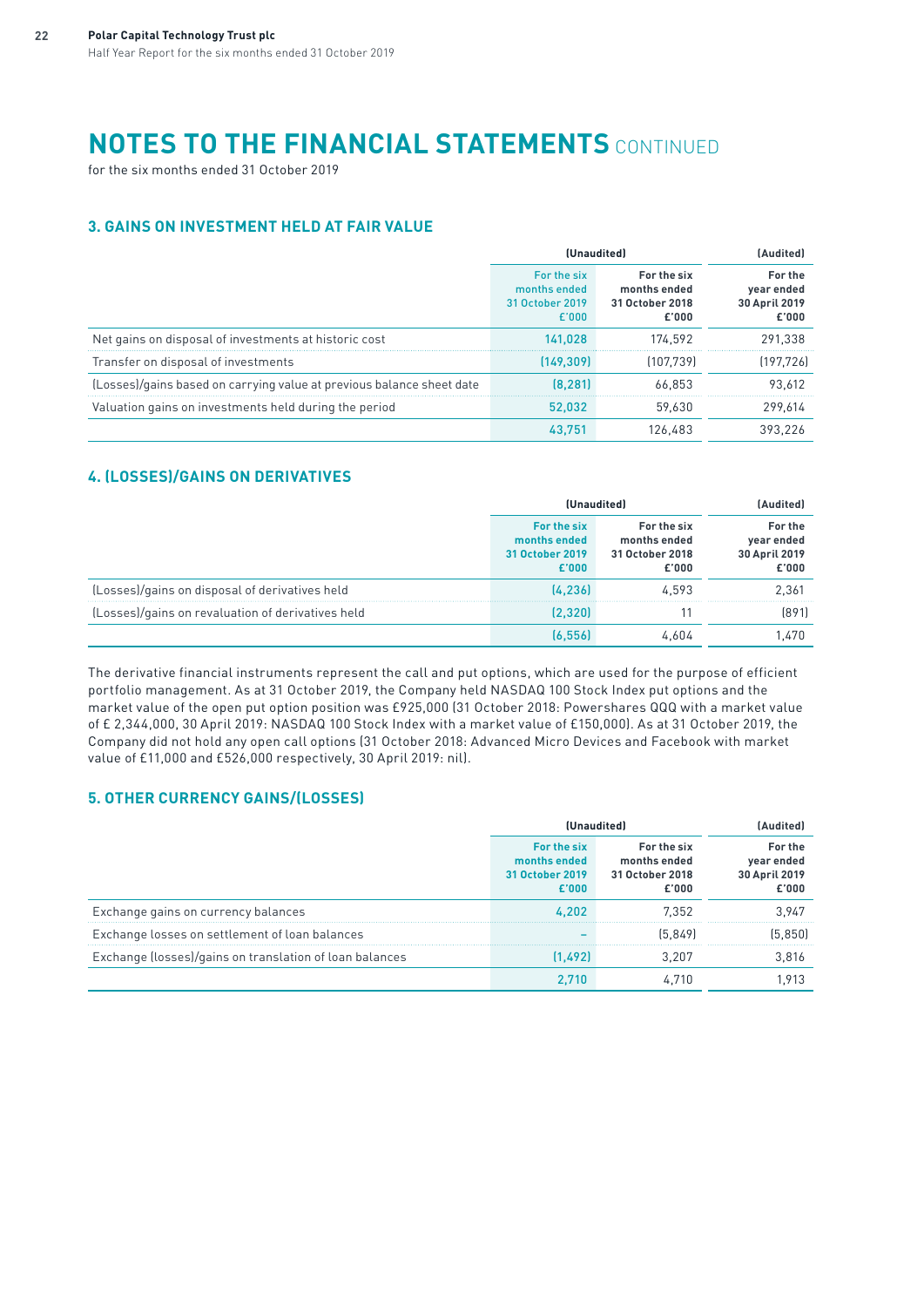# NOTES TO THE FINANCIAL STATEMENTS CONTINUED

for the six months ended 31 October 2019

## 3. GAINS ON INVESTMENT HELD AT FAIR VALUE

| | (Unaudited) | | (Audited) |
|---|---|---|---|
| | For the six months ended 31 October 2019 £'000 | For the six months ended 31 October 2018 £'000 | For the year ended 30 April 2019 £'000 |
| Net gains on disposal of investments at historic cost | 141,028 | 174,592 | 291,338 |
| Transfer on disposal of investments | (149,309) | (107,739) | (197,726) |
| (Losses)/gains based on carrying value at previous balance sheet date | (8,281) | 66,853 | 93,612 |
| Valuation gains on investments held during the period | 52,032 | 59,630 | 299,614 |
| | 43,751 | 126,483 | 393,226 |

## 4. (LOSSES)/GAINS ON DERIVATIVES

| | (Unaudited) | | (Audited) |
|---|---|---|---|
| | For the six months ended 31 October 2019 £'000 | For the six months ended 31 October 2018 £'000 | For the year ended 30 April 2019 £'000 |
| (Losses)/gains on disposal of derivatives held | (4,236) | 4,593 | 2,361 |
| (Losses)/gains on revaluation of derivatives held | (2,320) | 11 | (891) |
| | (6,556) | 4,604 | 1,470 |

The derivative financial instruments represent the call and put options, which are used for the purpose of efficient portfolio management. As at 31 October 2019, the Company held NASDAQ 100 Stock Index put options and the market value of the open put option position was £925,000 (31 October 2018: Powershares QQQ with a market value of £ 2,344,000, 30 April 2019: NASDAQ 100 Stock Index with a market value of £150,000). As at 31 October 2019, the Company did not hold any open call options (31 October 2018: Advanced Micro Devices and Facebook with market value of £11,000 and £526,000 respectively, 30 April 2019: nil).

## 5. OTHER CURRENCY GAINS/(LOSSES)

| | (Unaudited) | | (Audited) |
|---|---|---|---|
| | For the six months ended 31 October 2019 £'000 | For the six months ended 31 October 2018 £'000 | For the year ended 30 April 2019 £'000 |
| Exchange gains on currency balances | 4,202 | 7,352 | 3,947 |
| Exchange losses on settlement of loan balances | – | (5,849) | (5,850) |
| Exchange (losses)/gains on translation of loan balances | (1,492) | 3,207 | 3,816 |
| | 2,710 | 4,710 | 1,913 |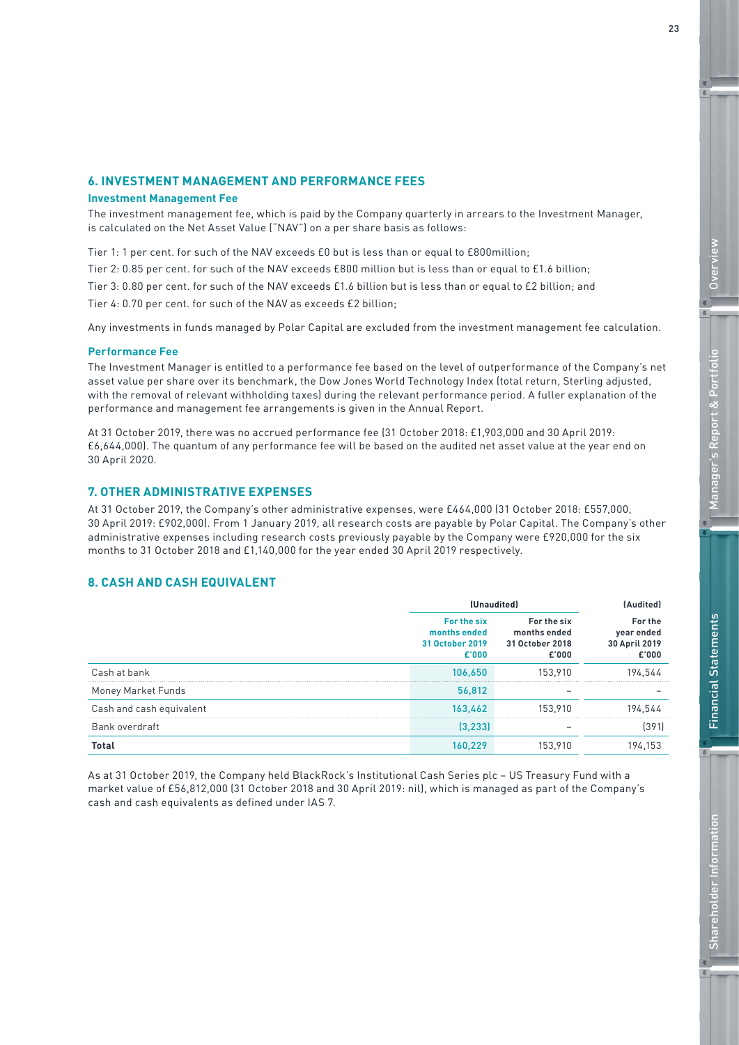## 6. INVESTMENT MANAGEMENT AND PERFORMANCE FEES

### Investment Management Fee

The investment management fee, which is paid by the Company quarterly in arrears to the Investment Manager, is calculated on the Net Asset Value ("NAV") on a per share basis as follows:

Tier 1: 1 per cent. for such of the NAV exceeds £0 but is less than or equal to £800million;

Tier 2: 0.85 per cent. for such of the NAV exceeds £800 million but is less than or equal to £1.6 billion;

Tier 3: 0.80 per cent. for such of the NAV exceeds £1.6 billion but is less than or equal to £2 billion; and

Tier 4: 0.70 per cent. for such of the NAV as exceeds £2 billion;

Any investments in funds managed by Polar Capital are excluded from the investment management fee calculation.

### Performance Fee

The Investment Manager is entitled to a performance fee based on the level of outperformance of the Company's net asset value per share over its benchmark, the Dow Jones World Technology Index (total return, Sterling adjusted, with the removal of relevant withholding taxes) during the relevant performance period. A fuller explanation of the performance and management fee arrangements is given in the Annual Report.

At 31 October 2019, there was no accrued performance fee (31 October 2018: £1,903,000 and 30 April 2019: £6,644,000). The quantum of any performance fee will be based on the audited net asset value at the year end on 30 April 2020.

## 7. OTHER ADMINISTRATIVE EXPENSES

At 31 October 2019, the Company's other administrative expenses, were £464,000 (31 October 2018: £557,000, 30 April 2019: £902,000). From 1 January 2019, all research costs are payable by Polar Capital. The Company's other administrative expenses including research costs previously payable by the Company were £920,000 for the six months to 31 October 2018 and £1,140,000 for the year ended 30 April 2019 respectively.

## 8. CASH AND CASH EQUIVALENT

| | (Unaudited) | | (Audited) |
|---|---|---|---|
| | For the six months ended 31 October 2019 £'000 | For the six months ended 31 October 2018 £'000 | For the year ended 30 April 2019 £'000 |
| Cash at bank | 106,650 | 153,910 | 194,544 |
| Money Market Funds | 56,812 | – | – |
| Cash and cash equivalent | 163,462 | 153,910 | 194,544 |
| Bank overdraft | (3,233) | – | (391) |
| **Total** | 160,229 | 153,910 | 194,153 |

As at 31 October 2019, the Company held BlackRock's Institutional Cash Series plc – US Treasury Fund with a market value of £56,812,000 (31 October 2018 and 30 April 2019: nil), which is managed as part of the Company's cash and cash equivalents as defined under IAS 7.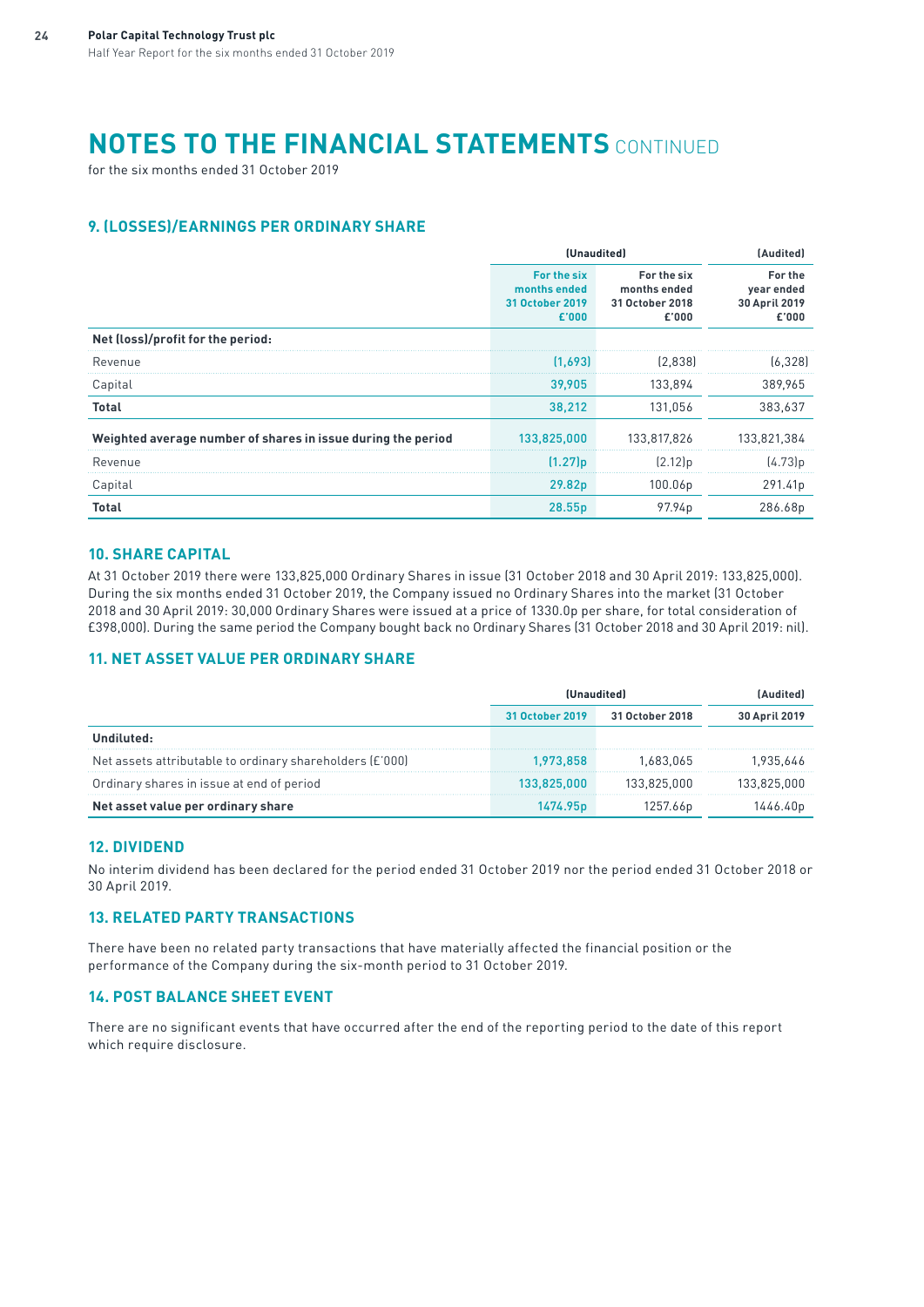# NOTES TO THE FINANCIAL STATEMENTS CONTINUED

for the six months ended 31 October 2019

## 9. (LOSSES)/EARNINGS PER ORDINARY SHARE

| | (Unaudited) | | (Audited) |
|---|---|---|---|
| | For the six months ended 31 October 2019 £'000 | For the six months ended 31 October 2018 £'000 | For the year ended 30 April 2019 £'000 |
| **Net (loss)/profit for the period:** | | | |
| Revenue | (1,693) | (2,838) | (6,328) |
| Capital | 39,905 | 133,894 | 389,965 |
| **Total** | 38,212 | 131,056 | 383,637 |
| **Weighted average number of shares in issue during the period** | 133,825,000 | 133,817,826 | 133,821,384 |
| Revenue | (1.27)p | (2.12)p | (4.73)p |
| Capital | 29.82p | 100.06p | 291.41p |
| **Total** | 28.55p | 97.94p | 286.68p |

## 10. SHARE CAPITAL

At 31 October 2019 there were 133,825,000 Ordinary Shares in issue (31 October 2018 and 30 April 2019: 133,825,000). During the six months ended 31 October 2019, the Company issued no Ordinary Shares into the market (31 October 2018 and 30 April 2019: 30,000 Ordinary Shares were issued at a price of 1330.0p per share, for total consideration of £398,000). During the same period the Company bought back no Ordinary Shares (31 October 2018 and 30 April 2019: nil).

## 11. NET ASSET VALUE PER ORDINARY SHARE

| | (Unaudited) | | (Audited) |
|---|---|---|---|
| | 31 October 2019 | 31 October 2018 | 30 April 2019 |
| **Undiluted:** | | | |
| Net assets attributable to ordinary shareholders (£'000) | 1,973,858 | 1,683,065 | 1,935,646 |
| Ordinary shares in issue at end of period | 133,825,000 | 133,825,000 | 133,825,000 |
| **Net asset value per ordinary share** | 1474.95p | 1257.66p | 1446.40p |

## 12. DIVIDEND

No interim dividend has been declared for the period ended 31 October 2019 nor the period ended 31 October 2018 or 30 April 2019.

## 13. RELATED PARTY TRANSACTIONS

There have been no related party transactions that have materially affected the financial position or the performance of the Company during the six-month period to 31 October 2019.

## 14. POST BALANCE SHEET EVENT

There are no significant events that have occurred after the end of the reporting period to the date of this report which require disclosure.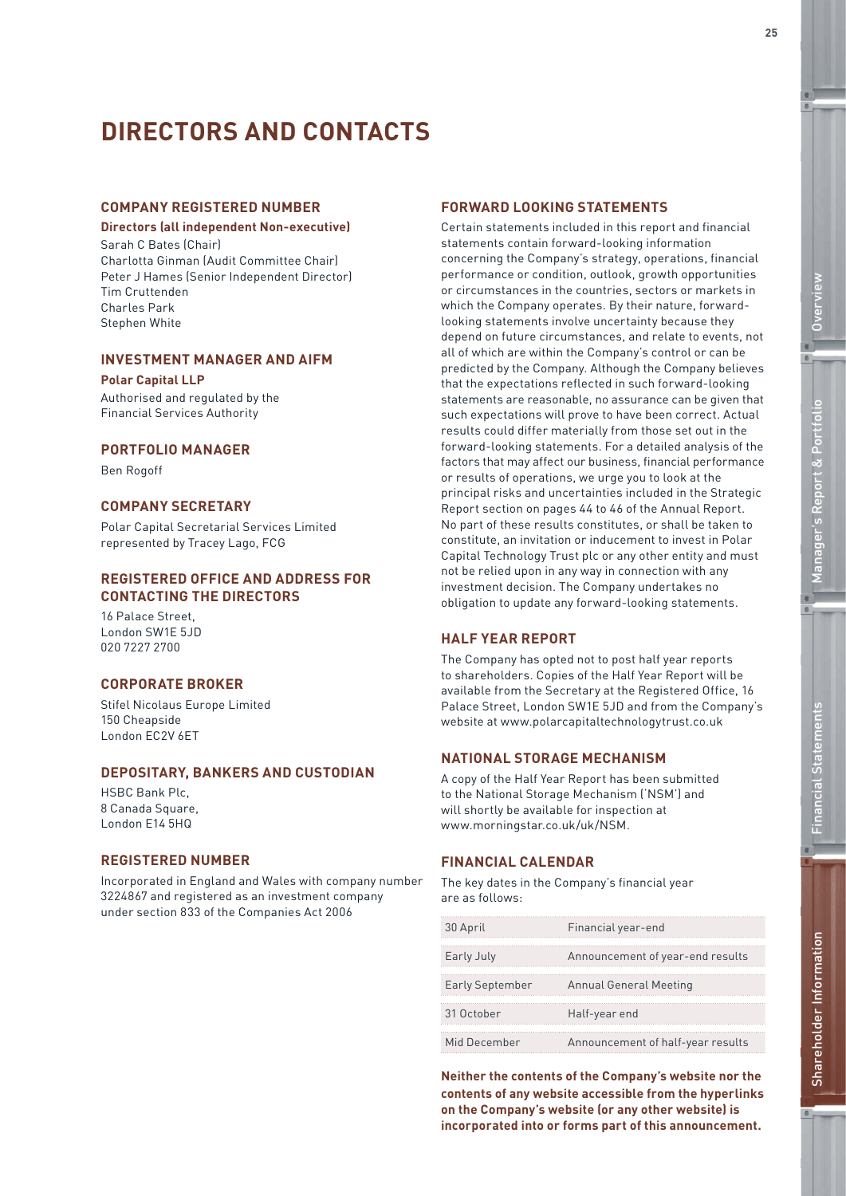# DIRECTORS AND CONTACTS

## COMPANY REGISTERED NUMBER

**Directors (all independent Non-executive)**

Sarah C Bates (Chair)
Charlotta Ginman (Audit Committee Chair)
Peter J Hames (Senior Independent Director)
Tim Cruttenden
Charles Park
Stephen White

## INVESTMENT MANAGER AND AIFM

**Polar Capital LLP**

Authorised and regulated by the Financial Services Authority

## PORTFOLIO MANAGER

Ben Rogoff

## COMPANY SECRETARY

Polar Capital Secretarial Services Limited represented by Tracey Lago, FCG

## REGISTERED OFFICE AND ADDRESS FOR CONTACTING THE DIRECTORS

16 Palace Street,
London SW1E 5JD
020 7227 2700

## CORPORATE BROKER

Stifel Nicolaus Europe Limited
150 Cheapside
London EC2V 6ET

## DEPOSITARY, BANKERS AND CUSTODIAN

HSBC Bank Plc,
8 Canada Square,
London E14 5HQ

## REGISTERED NUMBER

Incorporated in England and Wales with company number 3224867 and registered as an investment company under section 833 of the Companies Act 2006

## FORWARD LOOKING STATEMENTS

Certain statements included in this report and financial statements contain forward-looking information concerning the Company's strategy, operations, financial performance or condition, outlook, growth opportunities or circumstances in the countries, sectors or markets in which the Company operates. By their nature, forward-looking statements involve uncertainty because they depend on future circumstances, and relate to events, not all of which are within the Company's control or can be predicted by the Company. Although the Company believes that the expectations reflected in such forward-looking statements are reasonable, no assurance can be given that such expectations will prove to have been correct. Actual results could differ materially from those set out in the forward-looking statements. For a detailed analysis of the factors that may affect our business, financial performance or results of operations, we urge you to look at the principal risks and uncertainties included in the Strategic Report section on pages 44 to 46 of the Annual Report. No part of these results constitutes, or shall be taken to constitute, an invitation or inducement to invest in Polar Capital Technology Trust plc or any other entity and must not be relied upon in any way in connection with any investment decision. The Company undertakes no obligation to update any forward-looking statements.

## HALF YEAR REPORT

The Company has opted not to post half year reports to shareholders. Copies of the Half Year Report will be available from the Secretary at the Registered Office, 16 Palace Street, London SW1E 5JD and from the Company's website at www.polarcapitaltechnologytrust.co.uk

## NATIONAL STORAGE MECHANISM

A copy of the Half Year Report has been submitted to the National Storage Mechanism ('NSM') and will shortly be available for inspection at www.morningstar.co.uk/uk/NSM.

## FINANCIAL CALENDAR

The key dates in the Company's financial year are as follows:

| | |
|---|---|
| 30 April | Financial year-end |
| Early July | Announcement of year-end results |
| Early September | Annual General Meeting |
| 31 October | Half-year end |
| Mid December | Announcement of half-year results |

**Neither the contents of the Company's website nor the contents of any website accessible from the hyperlinks on the Company's website (or any other website) is incorporated into or forms part of this announcement.**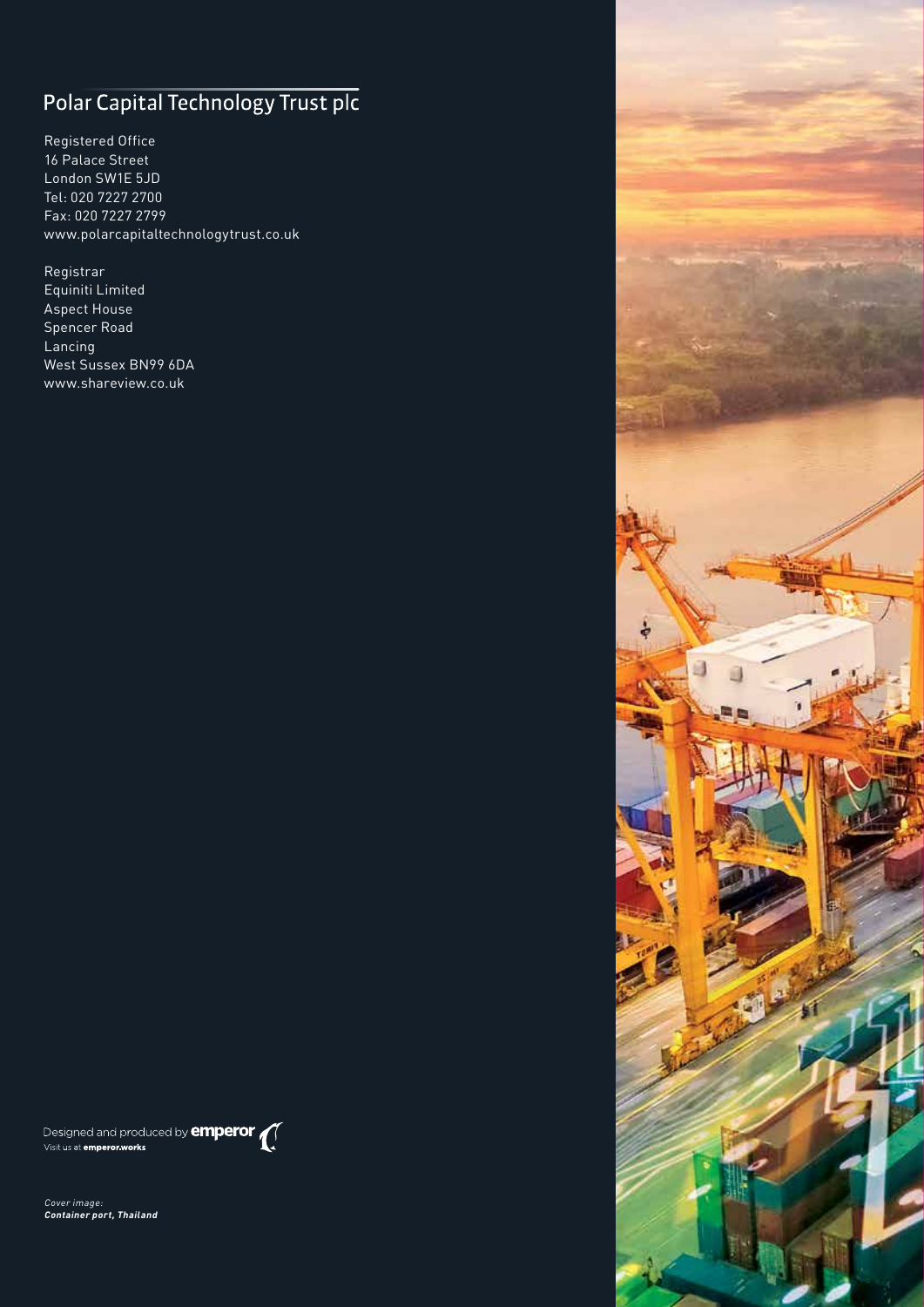# Polar Capital Technology Trust plc

Registered Office
16 Palace Street
London SW1E 5JD
Tel: 020 7227 2700
Fax: 020 7227 2799
www.polarcapitaltechnologytrust.co.uk

Registrar
Equiniti Limited
Aspect House
Spencer Road
Lancing
West Sussex BN99 6DA
www.shareview.co.uk

Designed and produced by **emperor**
Visit us at **emperor.works**

*Cover image:*
***Container port, Thailand***